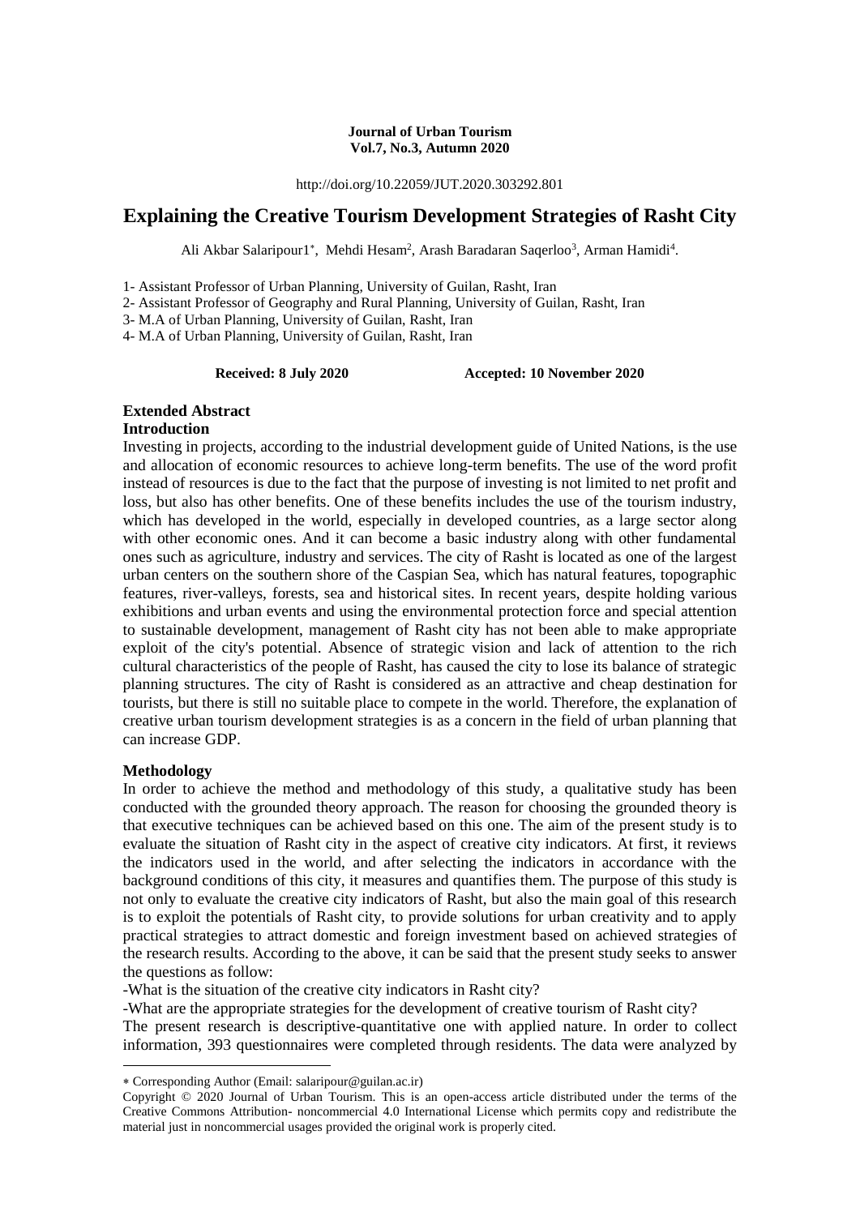**Journal of Urban Tourism**
**Vol.7, No.3, Autumn 2020**

http://doi.org/10.22059/JUT.2020.303292.801

# Explaining the Creative Tourism Development Strategies of Rasht City

Ali Akbar Salaripour1*, Mehdi Hesam[2], Arash Baradaran Saqerloo[3], Arman Hamidi[4].

1- Assistant Professor of Urban Planning, University of Guilan, Rasht, Iran

2- Assistant Professor of Geography and Rural Planning, University of Guilan, Rasht, Iran

3- M.A of Urban Planning, University of Guilan, Rasht, Iran

4- M.A of Urban Planning, University of Guilan, Rasht, Iran

**Received: 8 July 2020** **Accepted: 10 November 2020**

## Extended Abstract

### Introduction

Investing in projects, according to the industrial development guide of United Nations, is the use and allocation of economic resources to achieve long-term benefits. The use of the word profit instead of resources is due to the fact that the purpose of investing is not limited to net profit and loss, but also has other benefits. One of these benefits includes the use of the tourism industry, which has developed in the world, especially in developed countries, as a large sector along with other economic ones. And it can become a basic industry along with other fundamental ones such as agriculture, industry and services. The city of Rasht is located as one of the largest urban centers on the southern shore of the Caspian Sea, which has natural features, topographic features, river-valleys, forests, sea and historical sites. In recent years, despite holding various exhibitions and urban events and using the environmental protection force and special attention to sustainable development, management of Rasht city has not been able to make appropriate exploit of the city's potential. Absence of strategic vision and lack of attention to the rich cultural characteristics of the people of Rasht, has caused the city to lose its balance of strategic planning structures. The city of Rasht is considered as an attractive and cheap destination for tourists, but there is still no suitable place to compete in the world. Therefore, the explanation of creative urban tourism development strategies is as a concern in the field of urban planning that can increase GDP.

### Methodology

In order to achieve the method and methodology of this study, a qualitative study has been conducted with the grounded theory approach. The reason for choosing the grounded theory is that executive techniques can be achieved based on this one. The aim of the present study is to evaluate the situation of Rasht city in the aspect of creative city indicators. At first, it reviews the indicators used in the world, and after selecting the indicators in accordance with the background conditions of this city, it measures and quantifies them. The purpose of this study is not only to evaluate the creative city indicators of Rasht, but also the main goal of this research is to exploit the potentials of Rasht city, to provide solutions for urban creativity and to apply practical strategies to attract domestic and foreign investment based on achieved strategies of the research results. According to the above, it can be said that the present study seeks to answer the questions as follow:

-What is the situation of the creative city indicators in Rasht city?

-What are the appropriate strategies for the development of creative tourism of Rasht city?

The present research is descriptive-quantitative one with applied nature. In order to collect information, 393 questionnaires were completed through residents. The data were analyzed by

---

* Corresponding Author (Email: salaripour@guilan.ac.ir)

Copyright © 2020 Journal of Urban Tourism. This is an open-access article distributed under the terms of the Creative Commons Attribution- noncommercial 4.0 International License which permits copy and redistribute the material just in noncommercial usages provided the original work is properly cited.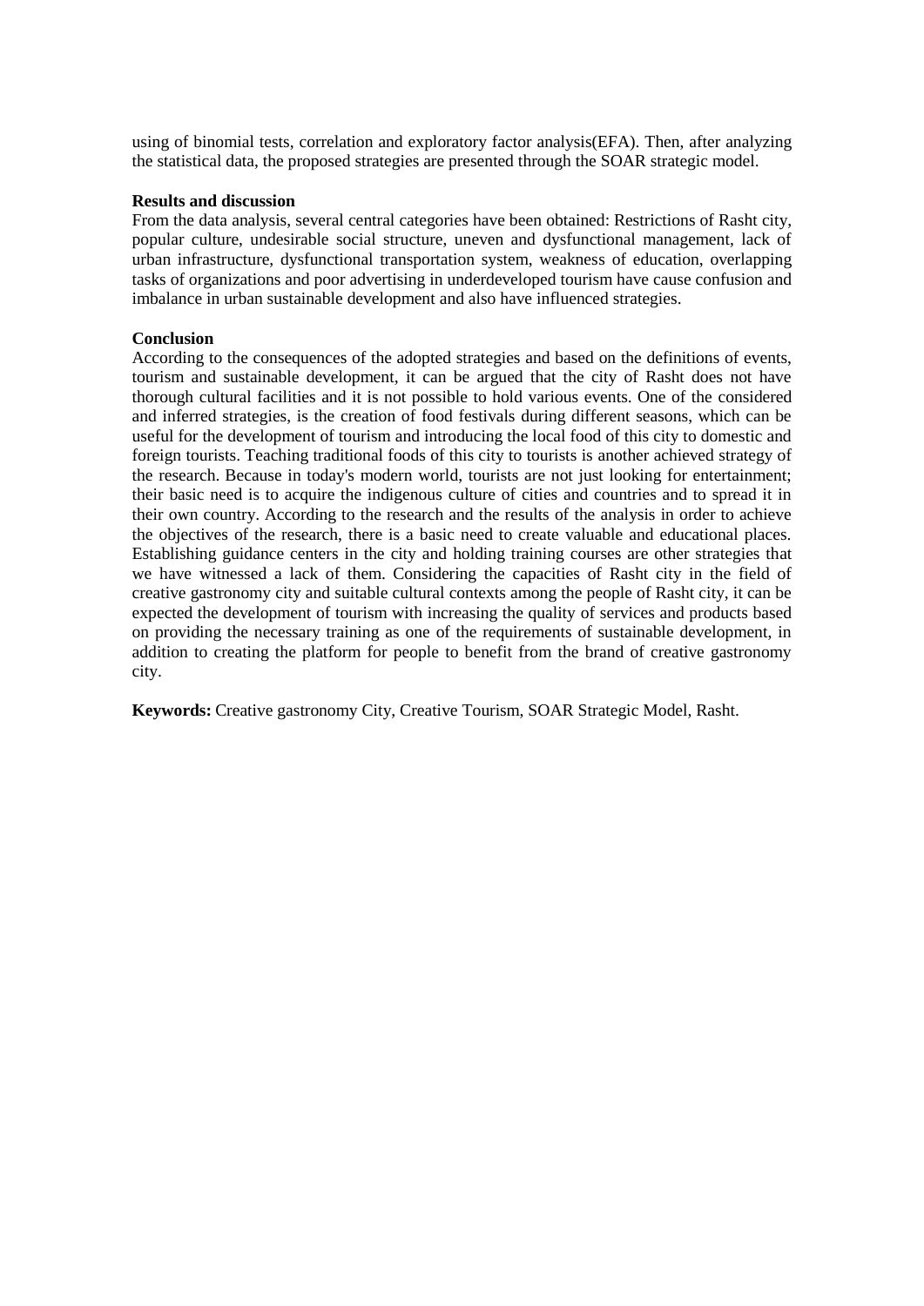using of binomial tests, correlation and exploratory factor analysis(EFA). Then, after analyzing the statistical data, the proposed strategies are presented through the SOAR strategic model.

**Results and discussion**

From the data analysis, several central categories have been obtained: Restrictions of Rasht city, popular culture, undesirable social structure, uneven and dysfunctional management, lack of urban infrastructure, dysfunctional transportation system, weakness of education, overlapping tasks of organizations and poor advertising in underdeveloped tourism have cause confusion and imbalance in urban sustainable development and also have influenced strategies.

**Conclusion**

According to the consequences of the adopted strategies and based on the definitions of events, tourism and sustainable development, it can be argued that the city of Rasht does not have thorough cultural facilities and it is not possible to hold various events. One of the considered and inferred strategies, is the creation of food festivals during different seasons, which can be useful for the development of tourism and introducing the local food of this city to domestic and foreign tourists. Teaching traditional foods of this city to tourists is another achieved strategy of the research. Because in today's modern world, tourists are not just looking for entertainment; their basic need is to acquire the indigenous culture of cities and countries and to spread it in their own country. According to the research and the results of the analysis in order to achieve the objectives of the research, there is a basic need to create valuable and educational places. Establishing guidance centers in the city and holding training courses are other strategies that we have witnessed a lack of them. Considering the capacities of Rasht city in the field of creative gastronomy city and suitable cultural contexts among the people of Rasht city, it can be expected the development of tourism with increasing the quality of services and products based on providing the necessary training as one of the requirements of sustainable development, in addition to creating the platform for people to benefit from the brand of creative gastronomy city.

**Keywords:** Creative gastronomy City, Creative Tourism, SOAR Strategic Model, Rasht.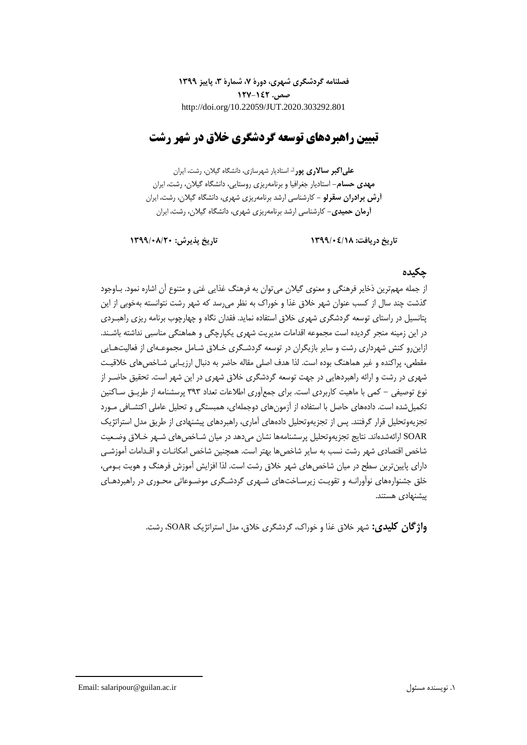**فصلنامه گردشگری شهری، دورۀ ۷، شمارۀ ۳، پاییز ۱۳۹۹**
**صص. ۱۴۲-۱۲۷**
http://doi.org/10.22059/JUT.2020.303292.801

# تبیین راهبردهای توسعه گردشگری خلاق در شهر رشت

**علی‌اکبر سالاری پور**[۱]- استادیار شهرسازی، دانشگاه گیلان، رشت، ایران
**مهدی حسام**- استادیار جغرافیا و برنامه‌ریزی روستایی، دانشگاه گیلان، رشت، ایران
**آرش برادران سقرلو** - کارشناسی ارشد برنامه‌ریزی شهری، دانشگاه گیلان، رشت، ایران
**آرمان حمیدی**- کارشناسی ارشد برنامه‌ریزی شهری، دانشگاه گیلان، رشت، ایران

**تاریخ دریافت: ۱۳۹۹/۰۴/۱۸** **تاریخ پذیرش: ۱۳۹۹/۰۸/۲۰**

## چکیده

از جمله مهم‌ترین ذخایر فرهنگی و معنوی گیلان می‌توان به فرهنگ غذایی غنی و متنوع آن اشاره نمود. باوجود گذشت چند سال از کسب عنوان شهر خلاق غذا و خوراک به نظر می‌رسد که شهر رشت نتوانسته به‌خوبی از این پتانسیل در راستای توسعه گردشگری شهری خلاق استفاده نماید. فقدان نگاه و چهارچوب برنامه ریزی راهبردی در این زمینه منجر گردیده است مجموعه اقدامات مدیریت شهری یکپارچگی و هماهنگی مناسبی نداشته باشند. ازاین‌رو کنش شهرداری رشت و سایر بازیگران در توسعه گردشگری خلاق شامل مجموعه‌ای از فعالیت‌هایی مقطعی، پراکنده و غیر هماهنگ بوده است. لذا هدف اصلی مقاله حاضر به دنبال ارزیابی شاخص‌های خلاقیت شهری در رشت و ارائه راهبردهایی در جهت توسعه گردشگری خلاق شهری در این شهر است. تحقیق حاضر از نوع توصیفی – کمی با ماهیت کاربردی است. برای جمع‌آوری اطلاعات تعداد ۳۹۳ پرسشنامه از طریق ساکنین تکمیل‌شده است. داده‌های حاصل با استفاده از آزمون‌های دوجمله‌ای، همبستگی و تحلیل عاملی اکتشافی مورد تجزیه‌وتحلیل قرار گرفتند. پس از تجزیه‌وتحلیل داده‌های آماری، راهبردهای پیشنهادی از طریق مدل استراتژیک SOAR ارائه‌شده‌اند. نتایج تجزیه‌وتحلیل پرسشنامه‌ها نشان می‌دهد در میان شاخص‌های شهر خلاق وضعیت شاخص اقتصادی شهر رشت نسبت به سایر شاخص‌ها بهتر است. همچنین شاخص امکانات و اقدامات آموزشی دارای پایین‌ترین سطح در میان شاخص‌های شهر خلاق رشت است. لذا افزایش آموزش فرهنگ و هویت بومی، خلق جشنواره‌های نوآورانه و تقویت زیرساخت‌های شهری گردشگری موضوعاتی محوری در راهبردهای پیشنهادی هستند.

**واژگان کلیدی:** شهر خلاق غذا و خوراک، گردشگری خلاق، مدل استراتژیک SOAR، رشت.

---

۱. نویسنده مسئول Email: salaripour@guilan.ac.ir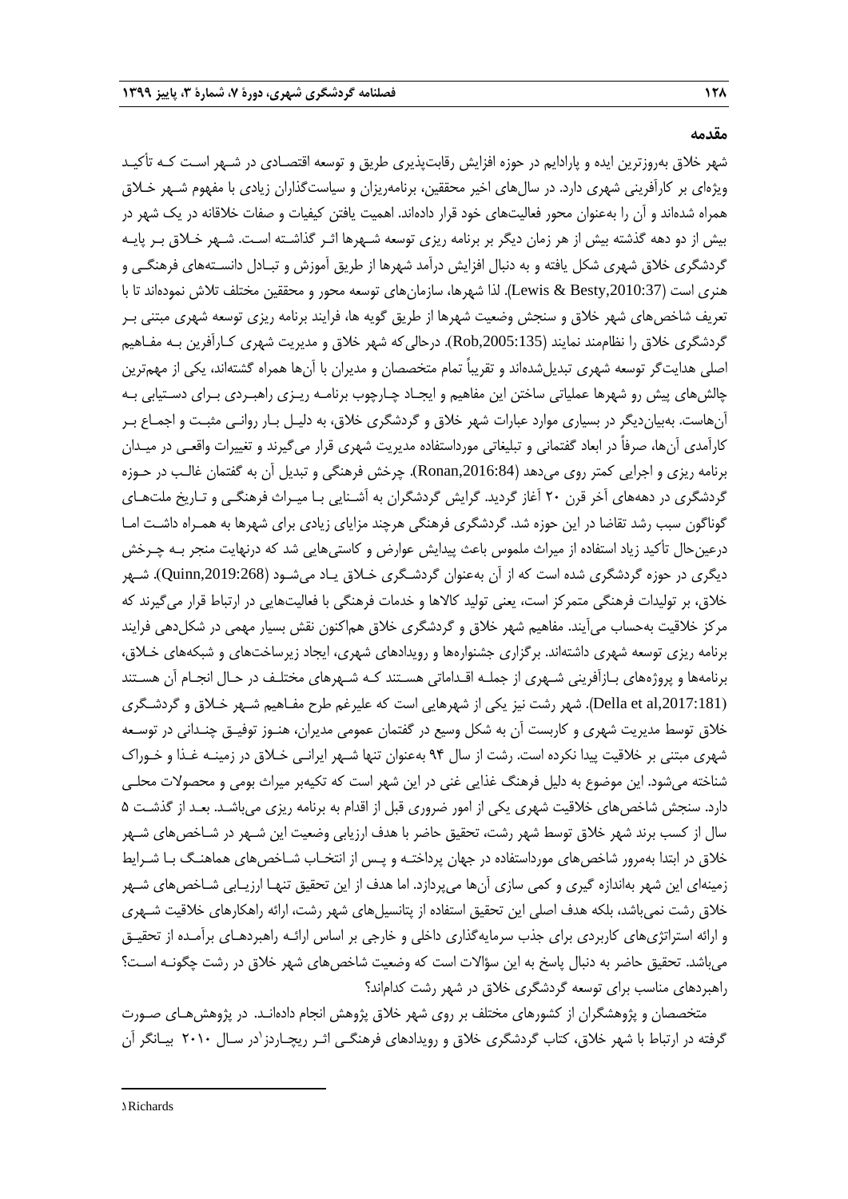### مقدمه

شهر خلاق به‌روزترین ایده و پارادایم در حوزه افزایش رقابت‌پذیری طریق و توسعه اقتصادی در شهر است که تأکید ویژه‌ای بر کارآفرینی شهری دارد. در سال‌های اخیر محققین، برنامه‌ریزان و سیاست‌گذاران زیادی با مفهوم شهر خلاق همراه شده‌اند و آن را به‌عنوان محور فعالیت‌های خود قرار داده‌اند. اهمیت یافتن کیفیات و صفات خلاقانه در یک شهر در بیش از دو دهه گذشته بیش از هر زمان دیگر بر برنامه ریزی توسعه شهرها اثر گذاشته است. شهر خلاق بر پایه گردشگری خلاق شهری شکل یافته و به دنبال افزایش درآمد شهرها از طریق آموزش و تبادل دانسته‌های فرهنگی و هنری است (Lewis & Besty,2010:37). لذا شهرها، سازمان‌های توسعه محور و محققین مختلف تلاش نموده‌اند تا با تعریف شاخص‌های شهر خلاق و سنجش وضعیت شهرها از طریق گویه ها، فرایند برنامه ریزی توسعه شهری مبتنی بر گردشگری خلاق را نظام‌مند نمایند (Rob,2005:135). درحالی‌که شهر خلاق و مدیریت شهری کارآفرین به مفاهیم اصلی هدایت‌گر توسعه شهری تبدیل‌شده‌اند و تقریباً تمام متخصصان و مدیران با آن‌ها همراه گشته‌اند، یکی از مهم‌ترین چالش‌های پیش رو شهرها عملیاتی ساختن این مفاهیم و ایجاد چارچوب برنامه ریزی راهبردی برای دستیابی به آن‌هاست. به‌بیان‌دیگر در بسیاری موارد عبارات شهر خلاق و گردشگری خلاق، به دلیل بار روانی مثبت و اجماع بر کارآمدی آن‌ها، صرفاً در ابعاد گفتمانی و تبلیغاتی مورداستفاده مدیریت شهری قرار می‌گیرند و تغییرات واقعی در میدان برنامه ریزی و اجرایی کمتر روی می‌دهد (Ronan,2016:84). چرخش فرهنگی و تبدیل آن به گفتمان غالب در حوزه گردشگری در دهه‌های آخر قرن ۲۰ آغاز گردید. گرایش گردشگران به آشنایی با میراث فرهنگی و تاریخ ملت‌های گوناگون سبب رشد تقاضا در این حوزه شد. گردشگری فرهنگی هرچند مزایای زیادی برای شهرها به همراه داشت اما درعین‌حال تأکید زیاد استفاده از میراث ملموس باعث پیدایش عوارض و کاستی‌هایی شد که درنهایت منجر به چرخش دیگری در حوزه گردشگری شده است که از آن به‌عنوان گردشگری خلاق یاد می‌شود (Quinn,2019:268). شهر خلاق، بر تولیدات فرهنگی متمرکز است، یعنی تولید کالاها و خدمات فرهنگی با فعالیت‌هایی در ارتباط قرار می‌گیرند که مرکز خلاقیت به‌حساب می‌آیند. مفاهیم شهر خلاق و گردشگری خلاق هم‌اکنون نقش بسیار مهمی در شکل‌دهی فرایند برنامه ریزی توسعه شهری داشته‌اند. برگزاری جشنواره‌ها و رویدادهای شهری، ایجاد زیرساخت‌های و شبکه‌های خلاق، برنامه‌ها و پروژه‌های بازآفرینی شهری از جمله اقداماتی هستند که شهرهای مختلف در حال انجام آن هستند (Della et al,2017:181). شهر رشت نیز یکی از شهرهایی است که علیرغم طرح مفاهیم شهر خلاق و گردشگری خلاق توسط مدیریت شهری و کاربست آن به شکل وسیع در گفتمان عمومی مدیران، هنوز توفیق چندانی در توسعه شهری مبتنی بر خلاقیت پیدا نکرده است. رشت از سال ۹۴ به‌عنوان تنها شهر ایرانی خلاق در زمینه غذا و خوراک شناخته می‌شود. این موضوع به دلیل فرهنگ غذایی غنی در این شهر است که تکیه‌بر میراث بومی و محصولات محلی دارد. سنجش شاخص‌های خلاقیت شهری یکی از امور ضروری قبل از اقدام به برنامه ریزی می‌باشد. بعد از گذشت ۵ سال از کسب برند شهر خلاق توسط شهر رشت، تحقیق حاضر با هدف ارزیابی وضعیت این شهر در شاخص‌های شهر خلاق در ابتدا به‌مرور شاخص‌های مورداستفاده در جهان پرداخته و پس از انتخاب شاخص‌های هماهنگ با شرایط زمینه‌ای این شهر به‌اندازه گیری و کمی سازی آن‌ها می‌پردازد. اما هدف از این تحقیق تنها ارزیابی شاخص‌های شهر خلاق رشت نمی‌باشد، بلکه هدف اصلی این تحقیق استفاده از پتانسیل‌های شهر رشت، ارائه راهکارهای خلاقیت شهری و ارائه استراتژی‌های کاربردی برای جذب سرمایه‌گذاری داخلی و خارجی بر اساس ارائه راهبردهای برآمده از تحقیق می‌باشد. تحقیق حاضر به دنبال پاسخ به این سؤالات است که وضعیت شاخص‌های شهر خلاق در رشت چگونه است؟ راهبردهای مناسب برای توسعه گردشگری خلاق در شهر رشت کدام‌اند؟

متخصصان و پژوهشگران از کشورهای مختلف بر روی شهر خلاق پژوهش انجام داده‌اند. در پژوهش‌های صورت گرفته در ارتباط با شهر خلاق، کتاب گردشگری خلاق و رویدادهای فرهنگی اثر ریچاردز[1] در سال ۲۰۱۰ بیانگر آن

---

[1] Richards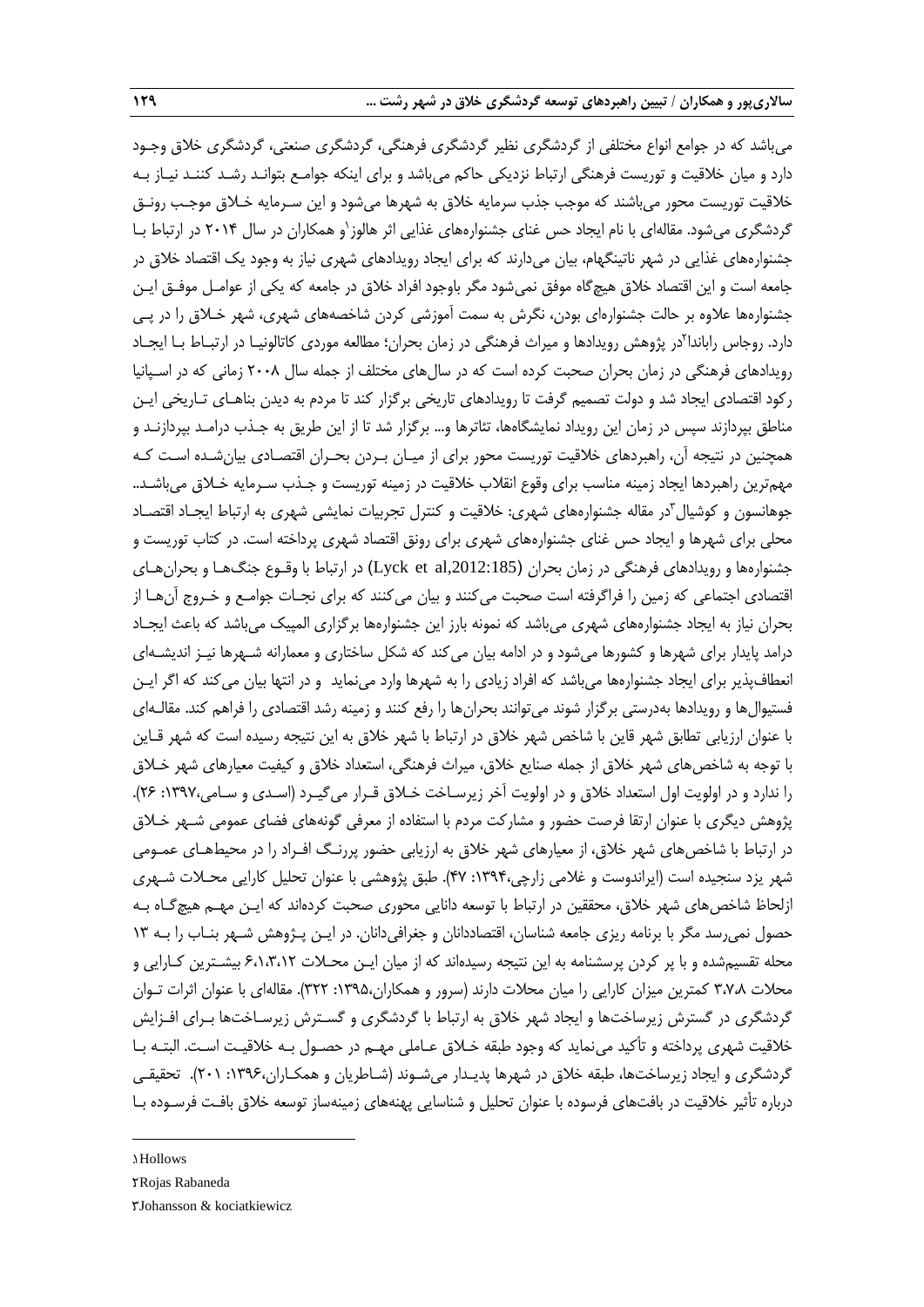می‌باشد که در جوامع انواع مختلفی از گردشگری نظیر گردشگری فرهنگی، گردشگری صنعتی، گردشگری خلاق وجـود دارد و میان خلاقیت و توریست فرهنگی ارتباط نزدیکی حاکم می‌باشد و برای اینکه جوامـع بتوانـد رشـد کننـد نیـاز بـه خلاقیت توریست محور می‌باشند که موجب جذب سرمایه خلاق به شهرها می‌شود و این سـرمایه خـلاق موجـب رونـق گردشگری می‌شود. مقاله‌ای با نام ایجاد حس غنای جشنواره‌های غذایی اثر هالوز[1]و همکاران در سال ۲۰۱۴ در ارتباط بـا جشنواره‌های غذایی در شهر ناتینگهام، بیان می‌دارند که برای ایجاد رویدادهای شهری نیاز به وجود یک اقتصاد خلاق در جامعه است و این اقتصاد خلاق هیچ‌گاه موفق نمی‌شود مگر باوجود افراد خلاق در جامعه که یکی از عوامـل موفـق ایـن جشنواره‌ها علاوه بر حالت جشنواره‌ای بودن، نگرش به سمت آموزشی کردن شاخصه‌های شهری، شهر خـلاق را در پـی دارد. روجاس رابادا[2]در پژوهش رویدادها و میراث فرهنگی در زمان بحران؛ مطالعه موردی کاتالونیـا در ارتبـاط بـا ایجـاد رویدادهای فرهنگی در زمان بحران صحبت کرده است که در سال‌های مختلف از جمله سال ۲۰۰۸ زمانی که در اسـپانیا رکود اقتصادی ایجاد شد و دولت تصمیم گرفت تا رویدادهای تاریخی برگزار کند تا مردم به دیدن بناهـای تـاریخی ایـن مناطق بپردازند سپس در زمان این رویداد نمایشگاه‌ها، تئاترها و... برگزار شد تا از این طریق به جـذب درامـد بپردازنـد و همچنین در نتیجه آن، راهبردهای خلاقیت توریست محور برای از میـان بـردن بحـران اقتصـادی بیان‌شـده اسـت کـه مهم‌ترین راهبردها ایجاد زمینه مناسب برای وقوع انقلاب خلاقیت در زمینه توریست و جـذب سـرمایه خـلاق می‌باشـد.. جوهانسون و کوشیال[3]در مقاله جشنواره‌های شهری: خلاقیت و کنترل تجربیات نمایشی شهری به ارتباط ایجـاد اقتصـاد محلی برای شهرها و ایجاد حس غنای جشنواره‌های شهری برای رونق اقتصاد شهری پرداخته است. در کتاب توریست و جشنواره‌ها و رویدادهای فرهنگی در زمان بحران (Lyck et al,2012:185) در ارتباط با وقـوع جنگ‌هـا و بحران‌هـای اقتصادی اجتماعی که زمین را فراگرفته است صحبت می‌کنند و بیان می‌کنند که برای نجـات جوامـع و خـروج آن‌هـا از بحران نیاز به ایجاد جشنواره‌های شهری می‌باشد که نمونه بارز این جشنواره‌ها برگزاری المپیک می‌باشد که باعث ایجـاد درامد پایدار برای شهرها و کشورها می‌شود و در ادامه بیان می‌کند که شکل ساختاری و معمارانه شـهرها نیـز اندیشـه‌ای انعطاف‌پذیر برای ایجاد جشنواره‌ها می‌باشد که افراد زیادی را به شهرها وارد می‌نماید و در انتها بیان می‌کند که اگر ایـن فستیوال‌ها و رویدادها به‌درستی برگزار شوند می‌توانند بحران‌ها را رفع کنند و زمینه رشد اقتصادی را فراهم کند. مقالـه‌ای با عنوان ارزیابی تطابق شهر قاین با شاخص شهر خلاق در ارتباط با شهر خلاق به این نتیجه رسیده است که شهر قـاین با توجه به شاخص‌های شهر خلاق از جمله صنایع خلاق، میراث فرهنگی، استعداد خلاق و کیفیت معیارهای شهر خـلاق را ندارد و در اولویت اول استعداد خلاق و در اولویت آخر زیرسـاخت خـلاق قـرار می‌گیـرد (اسـدی و سـامی،۱۳۹۷: ۲۶). پژوهش دیگری با عنوان ارتقا فرصت حضور و مشارکت مردم با استفاده از معرفی گونه‌های فضای عمومی شـهر خـلاق در ارتباط با شاخص‌های شهر خلاق، از معیارهای شهر خلاق به ارزیابی حضور پررنـگ افـراد را در محیط‌هـای عمـومی شهر یزد سنجیده است (ایراندوست و غلامی زارچی،۱۳۹۴: ۴۷). طبق پژوهشی با عنوان تحلیل کارایی محـلات شـهری ازلحاظ شاخص‌های شهر خلاق، محققین در ارتباط با توسعه دانایی محوری صحبت کرده‌اند که ایـن مهـم هیچ‌گـاه بـه حصول نمی‌رسد مگر با برنامه ریزی جامعه شناسان، اقتصاددانان و جغرافی‌دانان. در ایـن پـژوهش شـهر بنـاب را بـه ۱۳ محله تقسیم‌شده و با پر کردن پرسشنامه به این نتیجه رسیده‌اند که از میان ایـن محـلات ۶،۱،۳،۱۲ بیشـترین کـارایی و محلات ۳،۷،۸ کمترین میزان کارایی را میان محلات دارند (سرور و همکاران،۱۳۹۵: ۳۲۲). مقاله‌ای با عنوان اثرات تـوان گردشگری در گسترش زیرساخت‌ها و ایجاد شهر خلاق به ارتباط با گردشگری و گسـترش زیرسـاخت‌ها بـرای افـزایش خلاقیت شهری پرداخته و تأکید می‌نماید که وجود طبقه خـلاق عـاملی مهـم در حصـول بـه خلاقیـت اسـت. البتـه بـا گردشگری و ایجاد زیرساخت‌ها، طبقه خلاق در شهرها پدیـدار می‌شـوند (شـاطریان و همکـاران،۱۳۹۶: ۲۰۱). تحقیقـی درباره تأثیر خلاقیت در بافت‌های فرسوده با عنوان تحلیل و شناسایی پهنه‌های زمینه‌ساز توسعه خلاق بافـت فرسـوده بـا

---

[1] Hollows

[2] Rojas Rabaneda

[3] Johansson & kociatkiewicz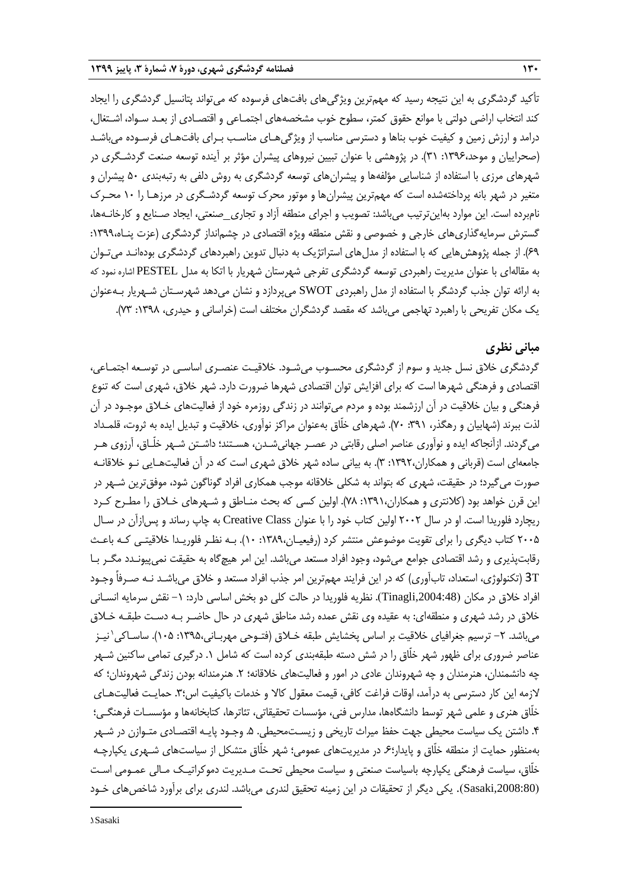تأکید گردشگری به این نتیجه رسید که مهم‌ترین ویژگی‌های بافت‌های فرسوده که می‌تواند پتانسیل گردشگری را ایجاد کند انتخاب اراضی دولتی با موانع حقوق کمتر، سطوح خوب مشخصه‌های اجتماعی و اقتصادی از بعد سواد، اشتغال، درامد و ارزش زمین و کیفیت خوب بناها و دسترسی مناسب از ویژگی‌های مناسب برای بافت‌های فرسوده می‌باشد (صحراییان و موحد،۱۳۹۶: ۳۱). در پژوهشی با عنوان تبیین نیروهای پیشران مؤثر بر آینده توسعه صنعت گردشگری در شهرهای مرزی با استفاده از شناسایی مؤلفه‌ها و پیشران‌های توسعه گردشگری به روش دلفی به رتبه‌بندی ۵۰ پیشران و متغیر در شهر بانه پرداخته‌شده است که مهم‌ترین پیشران‌ها و موتور محرک توسعه گردشگری در مرزها را ۱۰ محرک نام‌برده است. این موارد به‌این‌ترتیب می‌باشد: تصویب و اجرای منطقه آزاد و تجاری_صنعتی، ایجاد صنایع و کارخانه‌ها، گسترش سرمایه‌گذاری‌های خارجی و خصوصی و نقش منطقه ویژه اقتصادی در چشم‌انداز گردشگری (عزت پناه،۱۳۹۹: ۶۹). از جمله پژوهش‌هایی که با استفاده از مدل‌های استراتژیک به دنبال تدوین راهبردهای گردشگری بوده‌اند می‌توان به مقاله‌ای با عنوان مدیریت راهبردی توسعه گردشگری تفرجی شهرستان شهریار با اتکا به مدل PESTEL اشاره نمود که به ارائه توان جذب گردشگر با استفاده از مدل راهبردی SWOT می‌پردازد و نشان می‌دهد شهرستان شهریار به‌عنوان یک مکان تفریحی با راهبرد تهاجمی می‌باشد که مقصد گردشگران مختلف است (خراسانی و حیدری، ۱۳۹۸: ۷۳).

## مبانی نظری

گردشگری خلاق نسل جدید و سوم از گردشگری محسوب می‌شود. خلاقیت عنصری اساسی در توسعه اجتماعی، اقتصادی و فرهنگی شهرها است که برای افزایش توان اقتصادی شهرها ضرورت دارد. شهر خلاق، شهری است که تنوع فرهنگی و بیان خلاقیت در آن ارزشمند بوده و مردم می‌توانند در زندگی روزمره خود از فعالیت‌های خلاق موجود در آن لذت ببرند (شهابیان و رهگذر، ۳۹۱: ۷۰). شهرهای خلّاق به‌عنوان مراکز نوآوری، خلاقیت و تبدیل ایده به ثروت، قلمداد می‌گردند. ازآنجاکه ایده و نوآوری عناصر اصلی رقابتی در عصر جهانی‌شدن، هستند؛ داشتن شهر خلّاق، آرزوی هر جامعه‌ای است (قربانی و همکاران،۱۳۹۲: ۳). به بیانی ساده شهر خلاق شهری است که در آن فعالیت‌هایی نو خلاقانه صورت می‌گیرد؛ در حقیقت، شهری که بتواند به شکلی خلاقانه موجب همکاری افراد گوناگون شود، موفق‌ترین شهر در این قرن خواهد بود (کلانتری و همکاران،۱۳۹۱: ۷۸). اولین کسی که بحث مناطق و شهرهای خلاق را مطرح کرد ریچارد فلوریدا است. او در سال ۲۰۰۲ اولین کتاب خود را با عنوان Creative Class به چاپ رساند و پس‌ازآن در سال ۲۰۰۵ کتاب دیگری را برای تقویت موضوعش منتشر کرد (رفیعیان،۱۳۸۹: ۱۰). به نظر فلوریدا خلاقیتی که باعث رقابت‌پذیری و رشد اقتصادی جوامع می‌شود، وجود افراد مستعد می‌باشد. این امر هیچ‌گاه به حقیقت نمی‌پیوندد مگر با 3T (تکنولوژی، استعداد، تاب‌آوری) که در این فرایند مهم‌ترین امر جذب افراد مستعد و خلاق می‌باشد نه صرفاً وجود افراد خلاق در مکان (Tinagli,2004:48). نظریه فلوریدا در حالت کلی دو بخش اساسی دارد: ۱- نقش سرمایه انسانی خلاق در رشد شهری و منطقه‌ای: به عقیده وی نقش عمده رشد مناطق شهری در حال حاضر به دست طبقه خلاق می‌باشد. ۲- ترسیم جغرافیای خلاقیت بر اساس پخشایش طبقه خلاق (فتوحی مهربانی،۱۳۹۵: ۱۰۵). ساساکی[1] نیز عناصر ضروری برای ظهور شهر خلّاق را در شش دسته طبقه‌بندی کرده است که شامل ۱. درگیری تمامی ساکنین شهر چه دانشمندان، هنرمندان و چه شهروندان عادی در امور و فعالیت‌های خلاقانه؛ ۲. هنرمندانه بودن زندگی شهروندان؛ که لازمه این کار دسترسی به درآمد، اوقات فراغت کافی، قیمت معقول کالا و خدمات باکیفیت اس؛۳. حمایت فعالیت‌های خلّاق هنری و علمی شهر توسط دانشگاه‌ها، مدارس فنی، مؤسسات تحقیقاتی، تئاترها، کتابخانه‌ها و مؤسسات فرهنگی؛ ۴. داشتن یک سیاست محیطی جهت حفظ میراث تاریخی و زیست‌محیطی. ۵. وجود پایه اقتصادی متوازن در شهر به‌منظور حمایت از منطقه خلّاق و پایدار؛۶. در مدیریت‌های عمومی؛ شهر خلّاق متشکل از سیاست‌های شهری یکپارچه خلّاق، سیاست فرهنگی یکپارچه باسیاست صنعتی و سیاست محیطی تحت مدیریت دموکراتیک مالی عمومی است (Sasaki,2008:80). یکی دیگر از تحقیقات در این زمینه تحقیق لندری می‌باشد. لندری برای برآورد شاخص‌های خود

---

[1] Sasaki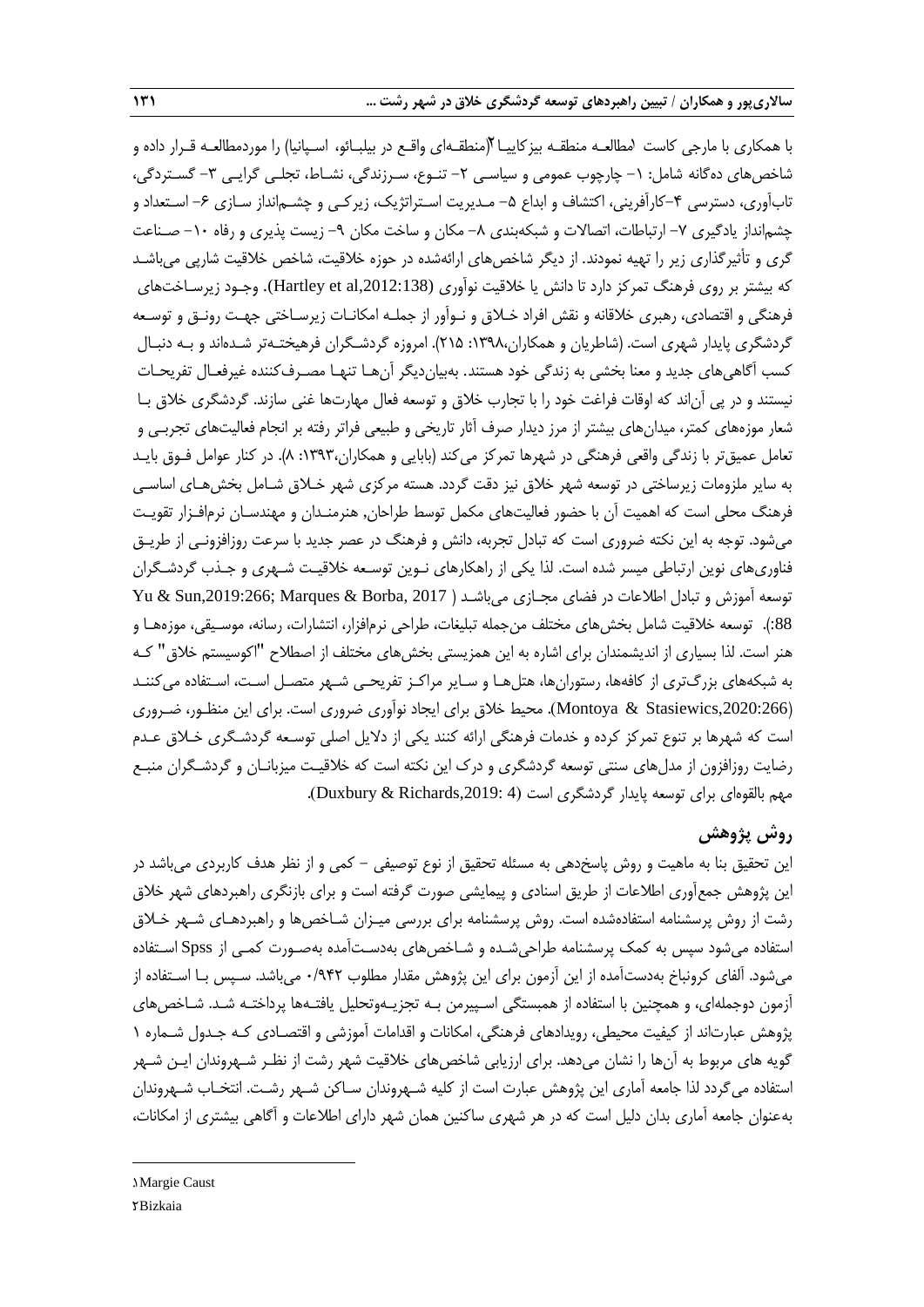با همکاری با مارجی کاست[1] مطالعه منطقه بیزکایبا[2] (منطقه‌ای واقع در بیلبائو، اسپانیا) را موردمطالعه قرار داده و شاخص‌های ده‌گانه شامل: ۱- چارچوب عمومی و سیاسی ۲- تنوع، سرزندگی، نشاط، تجلی گرایی ۳- گستردگی، تاب‌آوری، دسترسی ۴-کارآفرینی، اکتشاف و ابداع ۵- مدیریت استراتژیک، زیرکی و چشم‌انداز سازی ۶- استعداد و چشم‌انداز یادگیری ۷- ارتباطات، اتصالات و شبکه‌بندی ۸- مکان و ساخت مکان ۹- زیست پذیری و رفاه ۱۰- صناعت گری و تأثیرگذاری زیر را تهیه نمودند. از دیگر شاخص‌های ارائه‌شده در حوزه خلاقیت، شاخص خلاقیت شارپی می‌باشد که بیشتر بر روی فرهنگ تمرکز دارد تا دانش یا خلاقیت نوآوری (Hartley et al,2012:138). وجود زیرساخت‌های فرهنگی و اقتصادی، رهبری خلاقانه و نقش افراد خلاق و نوآور از جمله امکانات زیرساختی جهت رونق و توسعه گردشگری پایدار شهری است. (شاطریان و همکاران،۱۳۹۸: ۲۱۵). امروزه گردشگران فرهیخته‌تر شده‌اند و به دنبال کسب آگاهی‌های جدید و معنا بخشی به زندگی خود هستند. به‌بیان‌دیگر آن‌ها تنها مصرف‌کننده غیرفعال تفریحات نیستند و در پی آن‌اند که اوقات فراغت خود را با تجارب خلاق و توسعه فعال مهارت‌ها غنی سازند. گردشگری خلاق با شعار موزه‌های کمتر، میدان‌های بیشتر از مرز دیدار صرف آثار تاریخی و طبیعی فراتر رفته بر انجام فعالیت‌های تجربی و تعامل عمیق‌تر با زندگی واقعی فرهنگی در شهرها تمرکز می‌کند (بابایی و همکاران،۱۳۹۳: ۸). در کنار عوامل فوق باید به سایر ملزومات زیرساختی در توسعه شهر خلاق نیز دقت گردد. هسته مرکزی شهر خلاق شامل بخش‌های اساسی فرهنگ محلی است که اهمیت آن با حضور فعالیت‌های مکمل توسط طراحان, هنرمندان و مهندسان نرم‌افزار تقویت می‌شود. توجه به این نکته ضروری است که تبادل تجربه، دانش و فرهنگ در عصر جدید با سرعت روزافزونی از طریق فناوری‌های نوین ارتباطی میسر شده است. لذا یکی از راهکارهای نوین توسعه خلاقیت شهری و جذب گردشگران توسعه آموزش و تبادل اطلاعات در فضای مجازی می‌باشد ( Yu & Sun,2019:266; Marques & Borba, 2017 :88). توسعه خلاقیت شامل بخش‌های مختلف من‌جمله تبلیغات، طراحی نرم‌افزار، انتشارات، رسانه، موسیقی، موزه‌ها و هنر است. لذا بسیاری از اندیشمندان برای اشاره به این همزیستی بخش‌های مختلف از اصطلاح "اکوسیستم خلاق" که به شبکه‌های بزرگ‌تری از کافه‌ها، رستوران‌ها، هتل‌ها و سایر مراکز تفریحی شهر متصل است، استفاده می‌کنند (Montoya & Stasiewics,2020:266). محیط خلاق برای ایجاد نوآوری ضروری است. برای این منظور، ضروری است که شهرها بر تنوع تمرکز کرده و خدمات فرهنگی ارائه کنند یکی از دلایل اصلی توسعه گردشگری خلاق عدم رضایت روزافزون از مدل‌های سنتی توسعه گردشگری و درک این نکته است که خلاقیت میزبانان و گردشگران منبع مهم بالقوه‌ای برای توسعه پایدار گردشگری است (Duxbury & Richards,2019: 4).

## روش پژوهش

این تحقیق بنا به ماهیت و روش پاسخ‌دهی به مسئله تحقیق از نوع توصیفی – کمی و از نظر هدف کاربردی می‌باشد در این پژوهش جمع‌آوری اطلاعات از طریق اسنادی و پیمایشی صورت گرفته است و برای بازنگری راهبردهای شهر خلاق رشت از روش پرسشنامه استفاده‌شده است. روش پرسشنامه برای بررسی میزان شاخص‌ها و راهبردهای شهر خلاق استفاده می‌شود سپس به کمک پرسشنامه طراحی‌شده و شاخص‌های به‌دست‌آمده به‌صورت کمی از Spss استفاده می‌شود. آلفای کرونباخ به‌دست‌آمده از این آزمون برای این پژوهش مقدار مطلوب ۰/۹۴۲ می‌باشد. سپس با استفاده از آزمون دوجمله‌ای، و همچنین با استفاده از همبستگی اسپیرمن به تجزیه‌وتحلیل یافته‌ها پرداخته شد. شاخص‌های پژوهش عبارت‌اند از کیفیت محیطی، رویدادهای فرهنگی، امکانات و اقدامات آموزشی و اقتصادی که جدول شماره ۱ گویه های مربوط به آن‌ها را نشان می‌دهد. برای ارزیابی شاخص‌های خلاقیت شهر رشت از نظر شهروندان این شهر استفاده می‌گردد لذا جامعه آماری این پژوهش عبارت است از کلیه شهروندان ساکن شهر رشت. انتخاب شهروندان به‌عنوان جامعه آماری بدان دلیل است که در هر شهری ساکنین همان شهر دارای اطلاعات و آگاهی بیشتری از امکانات،

---

[1] Margie Caust

[2] Bizkaia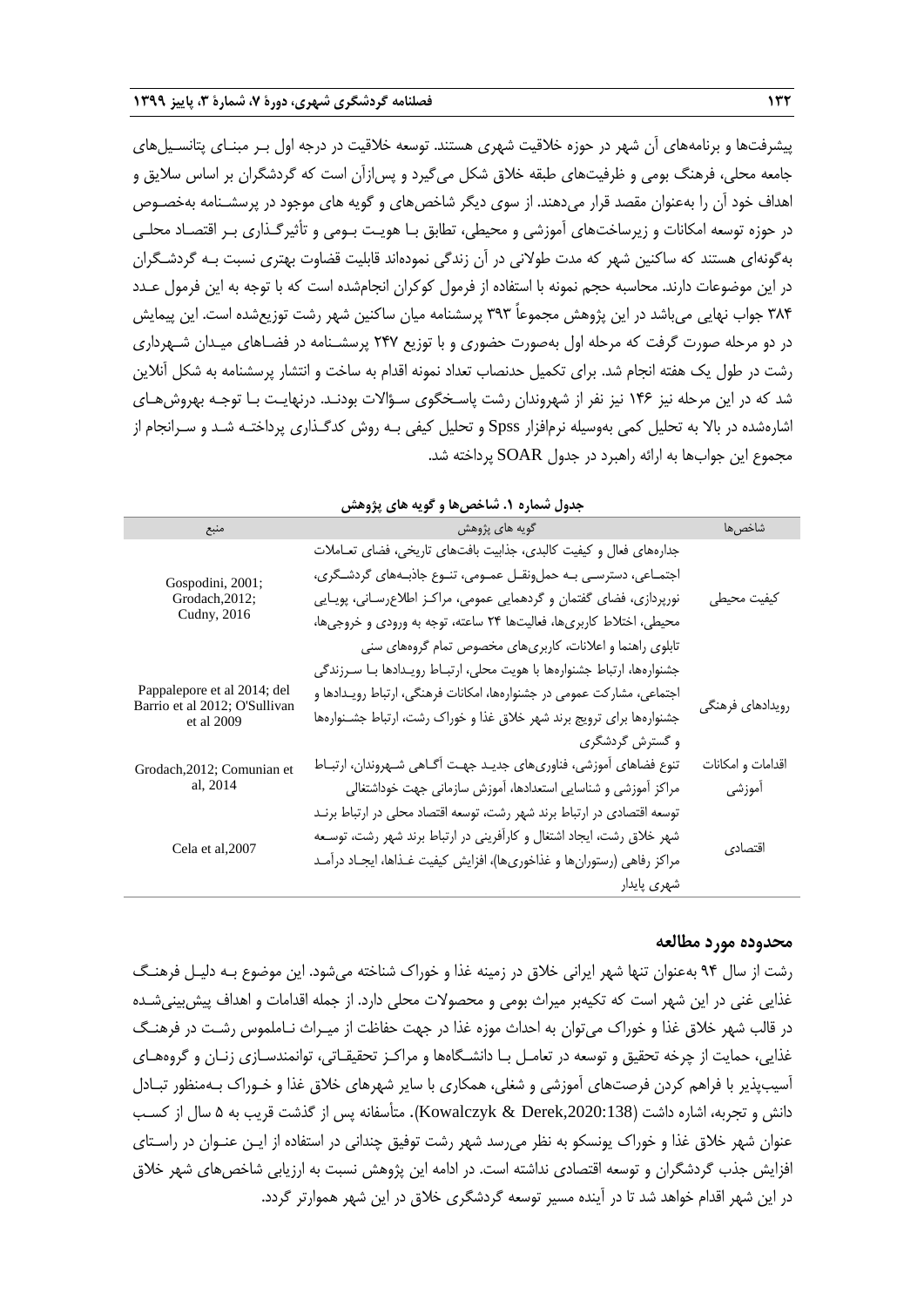پیشرفت‌ها و برنامه‌های آن شهر در حوزه خلاقیت شهری هستند. توسعه خلاقیت در درجه اول بـر مبنـای پتانسـیل‌های جامعه محلی، فرهنگ بومی و ظرفیت‌های طبقه خلاق شکل می‌گیرد و پس‌ازآن است که گردشگران بر اساس سلایق و اهداف خود آن را به‌عنوان مقصد قرار می‌دهند. از سوی دیگر شاخص‌های و گویه های موجود در پرسشـنامه به‌خصـوص در حوزه توسعه امکانات و زیرساخت‌های آموزشی و محیطی، تطابق بـا هویـت بـومی و تأثیرگـذاری بـر اقتصـاد محلـی به‌گونه‌ای هستند که ساکنین شهر که مدت طولانی در آن زندگی نموده‌اند قابلیت قضاوت بهتری نسبت بـه گردشـگران در این موضوعات دارند. محاسبه حجم نمونه با استفاده از فرمول کوکران انجام‌شده است که با توجه به این فرمول عـدد ۳۸۴ جواب نهایی می‌باشد در این پژوهش مجموعاً ۳۹۳ پرسشنامه میان ساکنین شهر رشت توزیع‌شده است. این پیمایش در دو مرحله صورت گرفت که مرحله اول به‌صورت حضوری و با توزیع ۲۴۷ پرسشـنامه در فضـاهای میـدان شـهرداری رشت در طول یک هفته انجام شد. برای تکمیل حدنصاب تعداد نمونه اقدام به ساخت و انتشار پرسشنامه به شکل آنلاین شد که در این مرحله نیز ۱۴۶ نیز نفر از شهروندان رشت پاسـخگوی سـؤالات بودنـد. درنهایـت بـا توجـه بهروش‌هـای اشاره‌شده در بالا به تحلیل کمی به‌وسیله نرم‌افزار Spss و تحلیل کیفی بـه روش کدگـذاری پرداختـه شـد و سـرانجام از مجموع این جواب‌ها به ارائه راهبرد در جدول SOAR پرداخته شد.

**جدول شماره ۱. شاخص‌ها و گویه های پژوهش**

| شاخص‌ها | گویه های پژوهش | منبع |
| --- | --- | --- |
| کیفیت محیطی | جداره‌های فعال و کیفیت کالبدی، جذابیت بافت‌های تاریخی، فضای تعـاملات اجتمـاعی، دسترسـی بـه حمل‌ونقـل عمـومی، تنـوع جاذبـه‌های گردشـگری، نورپردازی، فضای گفتمان و گردهمایی عمومی، مراکـز اطلاع‌رسـانی، پویـایی محیطی، اختلاط کاربری‌ها، فعالیت‌ها ۲۴ ساعته، توجه به ورودی و خروجی‌ها، تابلوی راهنما و اعلانات، کاربری‌های مخصوص تمام گروههای سنی | Gospodini, 2001; Grodach,2012; Cudny, 2016 |
| رویدادهای فرهنگی | جشنواره‌ها، ارتباط جشنواره‌ها با هویت محلی، ارتبـاط رویـدادها بـا سـرزندگی اجتماعی، مشارکت عمومی در جشنواره‌ها، امکانات فرهنگی، ارتباط رویـدادها و جشنواره‌ها برای ترویج برند شهر خلاق غذا و خوراک رشت، ارتباط جشـنواره‌ها و گسترش گردشگری | Pappalepore et al 2014; del Barrio et al 2012; O'Sullivan et al 2009 |
| اقدامات و امکانات آموزشی | تنوع فضاهای آموزشی، فناوری‌های جدیـد جهـت آگـاهی شـهروندان، ارتبـاط مراکز آموزشی و شناسایی استعدادها، آموزش سازمانی جهت خوداشتغالی | Grodach,2012; Comunian et al, 2014 |
| اقتصادی | توسعه اقتصادی در ارتباط برند شهر رشت، توسعه اقتصاد محلی در ارتباط برنـد شهر خلاق رشت، ایجاد اشتغال و کارآفرینی در ارتباط برند شهر رشت، توسـعه مراکز رفاهی (رستوران‌ها و غذاخوری‌ها)، افزایش کیفیت غـذاها، ایجـاد درآمـد شهری پایدار | Cela et al,2007 |

## محدوده مورد مطالعه

رشت از سال ۹۴ به‌عنوان تنها شهر ایرانی خلاق در زمینه غذا و خوراک شناخته می‌شود. این موضوع بـه دلیـل فرهنـگ غذایی غنی در این شهر است که تکیه‌بر میراث بومی و محصولات محلی دارد. از جمله اقدامات و اهداف پیش‌بینی‌شـده در قالب شهر خلاق غذا و خوراک می‌توان به احداث موزه غذا در جهت حفاظت از میـراث نـاملموس رشـت در فرهنـگ غذایی، حمایت از چرخه تحقیق و توسعه در تعامـل بـا دانشـگاه‌ها و مراکـز تحقیقـاتی، توانمندسـازی زنـان و گروه‌هـای آسیب‌پذیر با فراهم کردن فرصت‌های آموزشی و شغلی، همکاری با سایر شهرهای خلاق غذا و خـوراک بـه‌منظور تبـادل دانش و تجربه، اشاره داشت (Kowalczyk & Derek,2020:138). متأسفانه پس از گذشت قریب به ۵ سال از کسـب عنوان شهر خلاق غذا و خوراک یونسکو به نظر می‌رسد شهر رشت توفیق چندانی در استفاده از ایـن عنـوان در راسـتای افزایش جذب گردشگران و توسعه اقتصادی نداشته است. در ادامه این پژوهش نسبت به ارزیابی شاخص‌های شهر خلاق در این شهر اقدام خواهد شد تا در آینده مسیر توسعه گردشگری خلاق در این شهر هموارتر گردد.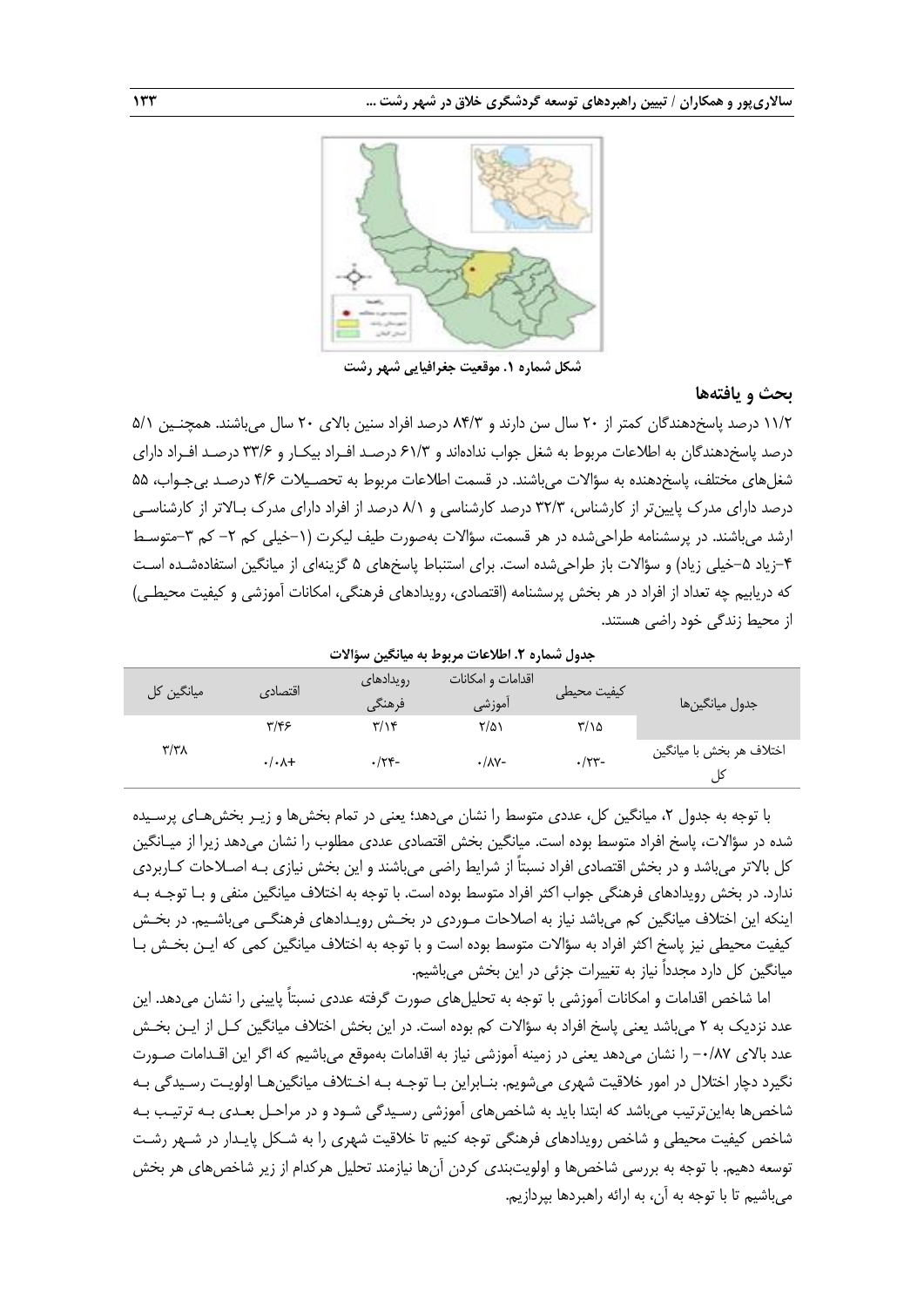شکل شماره ۱. موقعیت جغرافیایی شهر رشت

## بحث و یافته‌ها

۱۱/۲ درصد پاسخ‌دهندگان کمتر از ۲۰ سال سن دارند و ۸۴/۳ درصد افراد سنین بالای ۲۰ سال می‌باشند. همچنین ۵/۱ درصد پاسخ‌دهندگان به اطلاعات مربوط به شغل جواب نداده‌اند و ۶۱/۳ درصد افراد بیکار و ۳۳/۶ درصد افراد دارای شغل‌های مختلف، پاسخ‌دهنده به سؤالات می‌باشند. در قسمت اطلاعات مربوط به تحصیلات ۴/۶ درصد بی‌جواب، ۵۵ درصد دارای مدرک پایین‌تر از کارشناس، ۳۲/۳ درصد کارشناسی و ۸/۱ درصد از افراد دارای مدرک بالاتر از کارشناسی ارشد می‌باشند. در پرسشنامه طراحی‌شده در هر قسمت، سؤالات به‌صورت طیف لیکرت (۱-خیلی کم ۲- کم ۳-متوسط ۴-زیاد ۵-خیلی زیاد) و سؤالات باز طراحی‌شده است. برای استنباط پاسخ‌های ۵ گزینه‌ای از میانگین استفاده‌شده است که دریابیم چه تعداد از افراد در هر بخش پرسشنامه (اقتصادی، رویدادهای فرهنگی، امکانات آموزشی و کیفیت محیطی) از محیط زندگی خود راضی هستند.

جدول شماره ۲. اطلاعات مربوط به میانگین سؤالات

| جدول میانگین‌ها | کیفیت محیطی | اقدامات و امکانات آموزشی | رویدادهای فرهنگی | اقتصادی | میانگین کل |
|---|---|---|---|---|---|
| | ۳/۱۵ | ۲/۵۱ | ۳/۱۴ | ۳/۴۶ | ۳/۳۸ |
| اختلاف هر بخش با میانگین کل | -۰/۲۳ | -۰/۸۷ | -۰/۲۴ | +۰/۰۸ | |

با توجه به جدول ۲، میانگین کل، عددی متوسط را نشان می‌دهد؛ یعنی در تمام بخش‌ها و زیر بخش‌های پرسیده شده در سؤالات، پاسخ افراد متوسط بوده است. میانگین بخش اقتصادی عددی مطلوب را نشان می‌دهد زیرا از میانگین کل بالاتر می‌باشد و در بخش اقتصادی افراد نسبتاً از شرایط راضی می‌باشند و این بخش نیازی به اصلاحات کاربردی ندارد. در بخش رویدادهای فرهنگی جواب اکثر افراد متوسط بوده است. با توجه به اختلاف میانگین منفی و با توجه به اینکه این اختلاف میانگین کم می‌باشد نیاز به اصلاحات موردی در بخش رویدادهای فرهنگی می‌باشیم. در بخش کیفیت محیطی نیز پاسخ اکثر افراد به سؤالات متوسط بوده است و با توجه به اختلاف میانگین کمی که این بخش با میانگین کل دارد مجدداً نیاز به تغییرات جزئی در این بخش می‌باشیم.

اما شاخص اقدامات و امکانات آموزشی با توجه به تحلیل‌های صورت گرفته عددی نسبتاً پایینی را نشان می‌دهد. این عدد نزدیک به ۲ می‌باشد یعنی پاسخ افراد به سؤالات کم بوده است. در این بخش اختلاف میانگین کل از این بخش عدد بالای ۰/۸۷- را نشان می‌دهد یعنی در زمینه آموزشی نیاز به اقدامات به‌موقع می‌باشیم که اگر این اقدامات صورت نگیرد دچار اختلال در امور خلاقیت شهری می‌شویم. بنابراین با توجه به اختلاف میانگین‌ها اولویت رسیدگی به شاخص‌ها به‌این‌ترتیب می‌باشد که ابتدا باید به شاخص‌های آموزشی رسیدگی شود و در مراحل بعدی به ترتیب به شاخص کیفیت محیطی و شاخص رویدادهای فرهنگی توجه کنیم تا خلاقیت شهری را به شکل پایدار در شهر رشت توسعه دهیم. با توجه به بررسی شاخص‌ها و اولویت‌بندی کردن آن‌ها نیازمند تحلیل هرکدام از زیر شاخص‌های هر بخش می‌باشیم تا با توجه به آن، به ارائه راهبردها بپردازیم.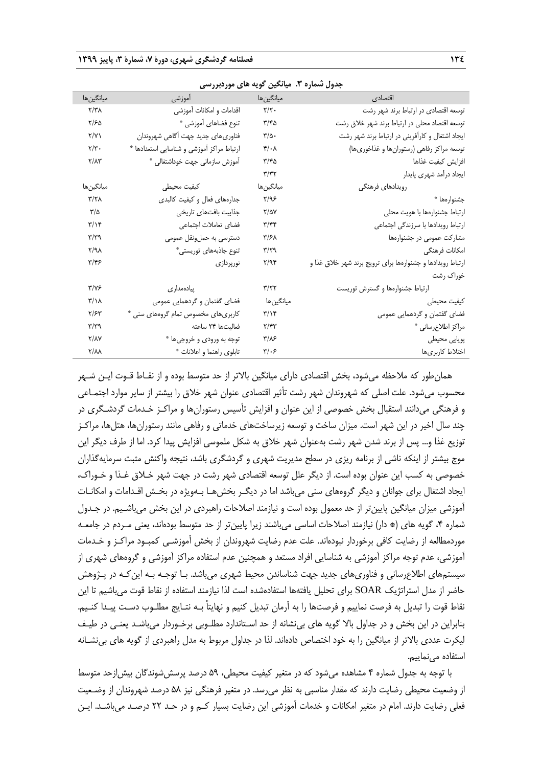جدول شماره ۳. میانگین گویه های موردبررسی

| اقتصادی | میانگین‌ها | آموزشی | میانگین‌ها |
|---|---|---|---|
| توسعه اقتصادی در ارتباط برند شهر رشت | ۲/۲۰ | اقدامات و امکانات آموزشی | ۲/۳۸ |
| توسعه اقتصاد محلی در ارتباط برند شهر خلاق رشت | ۳/۴۵ | تنوع فضاهای آموزشی * | ۲/۶۵ |
| ایجاد اشتغال و کارآفرینی در ارتباط برند شهر رشت | ۳/۵۰ | فناوری‌های جدید جهت آگاهی شهروندان | ۲/۷۱ |
| توسعه مراکز رفاهی (رستوران‌ها و غذاخوری‌ها) | ۴/۰۸ | ارتباط مراکز آموزشی و شناسایی استعدادها * | ۲/۳۰ |
| افزایش کیفیت غذاها | ۳/۴۵ | آموزش سازمانی جهت خوداشتغالی * | ۲/۸۳ |
| ایجاد درآمد شهری پایدار | ۳/۳۲ | | |
| رویدادهای فرهنگی | میانگین‌ها | کیفیت محیطی | میانگین‌ها |
| جشنواره‌ها * | ۲/۹۶ | جداره‌های فعال و کیفیت کالبدی | ۳/۲۸ |
| ارتباط جشنواره‌ها با هویت محلی | ۲/۵۷ | جذابیت بافت‌های تاریخی | ۳/۵ |
| ارتباط رویدادها با سرزندگی اجتماعی | ۳/۴۴ | فضای تعاملات اجتماعی | ۳/۱۴ |
| مشارکت عمومی در جشنواره‌ها | ۳/۶۸ | دسترسی به حمل‌ونقل عمومی | ۳/۳۹ |
| امکانات فرهنگی | ۳/۲۹ | تنوع جاذبه‌های توریستی* | ۲/۹۸ |
| ارتباط رویدادها و جشنواره‌ها برای ترویج برند شهر خلاق غذا و خوراک رشت | ۲/۹۴ | نورپردازی | ۳/۴۶ |
| ارتباط جشنواره‌ها و گسترش توریست | ۳/۲۲ | پیاده‌مداری | ۳/۷۶ |
| کیفیت محیطی | میانگین‌ها | فضای گفتمان و گردهمایی عمومی | ۳/۱۸ |
| فضای گفتمان و گردهمایی عمومی | ۳/۱۴ | کاربری‌های مخصوص تمام گروه‌های سنی * | ۲/۶۳ |
| مراکز اطلاع‌رسانی * | ۲/۴۳ | فعالیت‌ها ۲۴ ساعته | ۳/۳۹ |
| پویایی محیطی | ۳/۸۶ | توجه به ورودی و خروجی‌ها * | ۲/۸۷ |
| اختلاط کاربری‌ها | ۳/۰۶ | تابلوی راهنما و اعلانات * | ۲/۸۸ |

همان‌طور که ملاحظه می‌شود، بخش اقتصادی دارای میانگین بالاتر از حد متوسط بوده و از نقاط قوت این شهر محسوب می‌شود. علت اصلی که شهروندان شهر رشت تأثیر اقتصادی عنوان شهر خلاق را بیشتر از سایر موارد اجتماعی و فرهنگی می‌دانند استقبال بخش خصوصی از این عنوان و افزایش تأسیس رستوران‌ها و مراکز خدمات گردشگری در چند سال اخیر در این شهر است. میزان ساخت و توسعه زیرساخت‌های خدماتی و رفاهی مانند رستوران‌ها، هتل‌ها، مراکز توزیع غذا و... پس از برند شدن شهر رشت به‌عنوان شهر خلاق به شکل ملموسی افزایش پیدا کرد. اما از طرف دیگر این موج بیشتر از اینکه ناشی از برنامه ریزی در سطح مدیریت شهری و گردشگری باشد، نتیجه واکنش مثبت سرمایه‌گذاران خصوصی به کسب این عنوان بوده است. از دیگر علل توسعه اقتصادی شهر رشت در جهت شهر خلاق غذا و خوراک، ایجاد اشتغال برای جوانان و دیگر گروه‌های سنی می‌باشد اما در دیگر بخش‌ها به‌ویژه در بخش اقدامات و امکانات آموزشی میزان میانگین پایین‌تر از حد معمول بوده است و نیازمند اصلاحات راهبردی در این بخش می‌باشیم. در جدول شماره ۴، گویه های (* دار) نیازمند اصلاحات اساسی می‌باشند زیرا پایین‌تر از حد متوسط بوده‌اند، یعنی مردم در جامعه موردمطالعه از رضایت کافی برخوردار نبوده‌اند. علت عدم رضایت شهروندان از بخش آموزشی کمبود مراکز و خدمات آموزشی، عدم توجه مراکز آموزشی به شناسایی افراد مستعد و همچنین عدم استفاده مراکز آموزشی و گروه‌های شهری از سیستم‌های اطلاع‌رسانی و فناوری‌های جدید جهت شناساندن محیط شهری می‌باشد. با توجه به این‌که در پژوهش حاضر از مدل استراتژیک SOAR برای تحلیل یافته‌ها استفاده‌شده است لذا نیازمند استفاده از نقاط قوت می‌باشیم تا این نقاط قوت را تبدیل به فرصت نماییم و فرصت‌ها را به آرمان تبدیل کنیم و نهایتاً به نتایج مطلوب دست پیدا کنیم. بنابراین در این بخش و در جداول بالا گویه های بی‌نشانه از حد استاندارد مطلوبی برخوردار می‌باشد یعنی در طیف لیکرت عددی بالاتر از میانگین را به خود اختصاص داده‌اند. لذا در جداول مربوط به مدل راهبردی از گویه های بی‌نشانه استفاده می‌نماییم.

با توجه به جدول شماره ۴ مشاهده می‌شود که در متغیر کیفیت محیطی، ۵۹ درصد پرسش‌شوندگان بیش‌ازحد متوسط از وضعیت محیطی رضایت دارند که مقدار مناسبی به نظر می‌رسد. در متغیر فرهنگی نیز ۵۸ درصد شهروندان از وضعیت فعلی رضایت دارند. اما در متغیر امکانات و خدمات آموزشی این رضایت بسیار کم و در حد ۲۲ درصد می‌باشد. این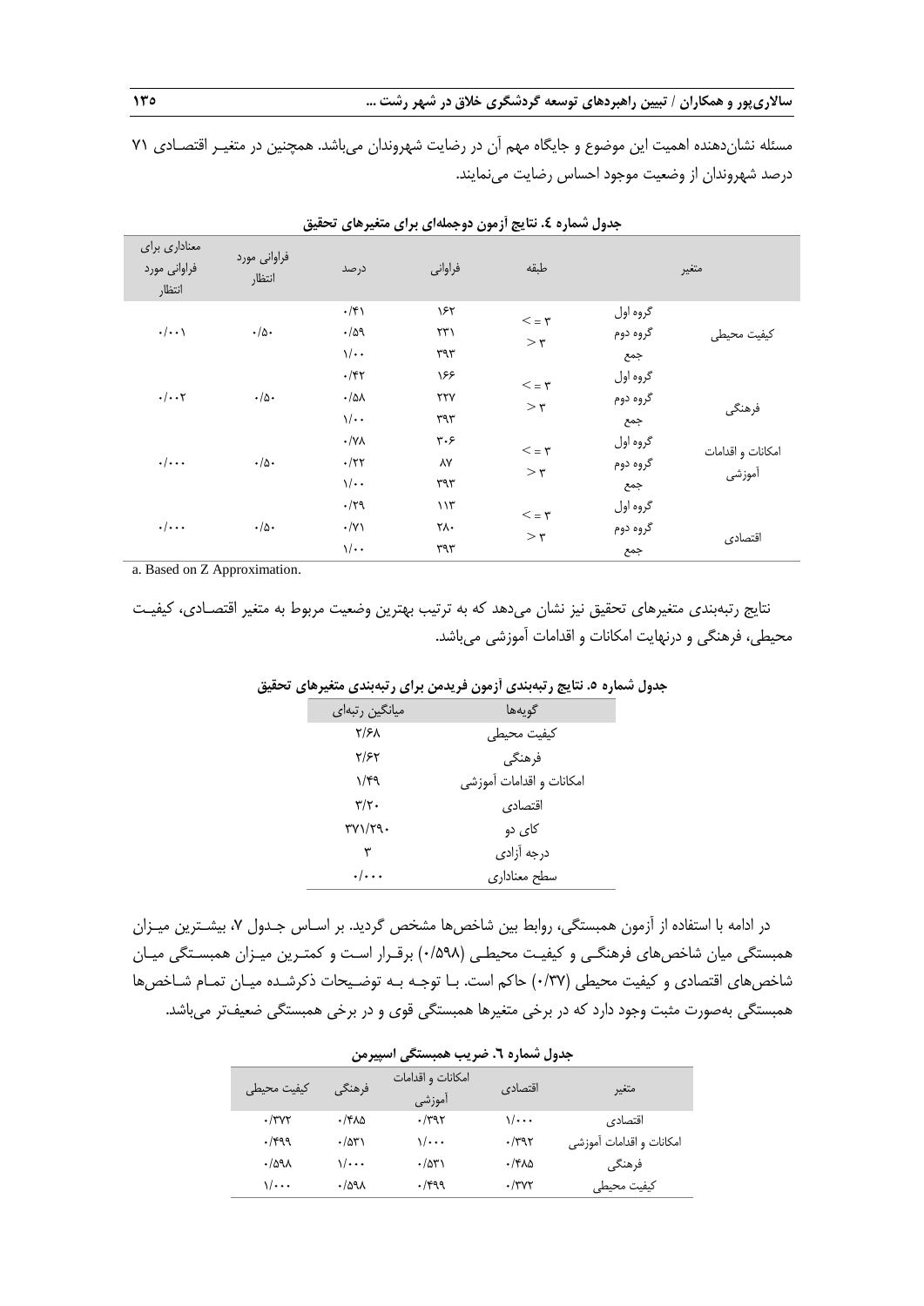مسئله نشان‌دهنده اهمیت این موضوع و جایگاه مهم آن در رضایت شهروندان می‌باشد. همچنین در متغیـر اقتصـادی ۷۱ درصد شهروندان از وضعیت موجود احساس رضایت می‌نمایند.

**جدول شماره ٤. نتایج آزمون دوجمله‌ای برای متغیرهای تحقیق**

| متغیر | | طبقه | فراوانی | درصد | فراوانی مورد انتظار | معناداری برای فراوانی مورد انتظار |
|---|---|---|---|---|---|---|
| کیفیت محیطی | گروه اول | ۳ => | ۱۶۲ | ۰/۴۱ | ۰/۵۰ | ۰/۰۰۱ |
| | گروه دوم | ۳ < | ۲۳۱ | ۰/۵۹ | | |
| | جمع | | ۳۹۳ | ۱/۰۰ | | |
| فرهنگی | گروه اول | ۳ => | ۱۶۶ | ۰/۴۲ | ۰/۵۰ | ۰/۰۰۲ |
| | گروه دوم | ۳ < | ۲۲۷ | ۰/۵۸ | | |
| | جمع | | ۳۹۳ | ۱/۰۰ | | |
| امکانات و اقدامات آموزشی | گروه اول | ۳ => | ۳۰۶ | ۰/۷۸ | ۰/۵۰ | ۰/۰۰۰ |
| | گروه دوم | ۳ < | ۸۷ | ۰/۲۲ | | |
| | جمع | | ۳۹۳ | ۱/۰۰ | | |
| اقتصادی | گروه اول | ۳ => | ۱۱۳ | ۰/۲۹ | ۰/۵۰ | ۰/۰۰۰ |
| | گروه دوم | ۳ < | ۲۸۰ | ۰/۷۱ | | |
| | جمع | | ۳۹۳ | ۱/۰۰ | | |

a. Based on Z Approximation.

نتایج رتبه‌بندی متغیرهای تحقیق نیز نشان می‌دهد که به ترتیب بهترین وضعیت مربوط به متغیر اقتصـادی، کیفیـت محیطی، فرهنگی و درنهایت امکانات و اقدامات آموزشی می‌باشد.

**جدول شماره ۵. نتایج رتبه‌بندی آزمون فریدمن برای رتبه‌بندی متغیرهای تحقیق**

| گویه‌ها | میانگین رتبه‌ای |
|---|---|
| کیفیت محیطی | ۲/۶۸ |
| فرهنگی | ۲/۶۲ |
| امکانات و اقدامات آموزشی | ۱/۴۹ |
| اقتصادی | ۳/۲۰ |
| کای دو | ۳۷۱/۲۹۰ |
| درجه آزادی | ۳ |
| سطح معناداری | ۰/۰۰۰ |

در ادامه با استفاده از آزمون همبستگی، روابط بین شاخص‌ها مشخص گردید. بر اسـاس جـدول ۷، بیشـترین میـزان همبستگی میان شاخص‌های فرهنگـی و کیفیـت محیطـی (۰/۵۹۸) برقـرار اسـت و کمتـرین میـزان همبسـتگی میـان شاخص‌های اقتصادی و کیفیت محیطی (۰/۳۷) حاکم است. بـا توجـه بـه توضـیحات ذکرشـده میـان تمـام شـاخص‌ها همبستگی به‌صورت مثبت وجود دارد که در برخی متغیرها همبستگی قوی و در برخی همبستگی ضعیف‌تر می‌باشد.

**جدول شماره ٦. ضریب همبستگی اسپیرمن**

| متغیر | اقتصادی | امکانات و اقدامات آموزشی | فرهنگی | کیفیت محیطی |
|---|---|---|---|---|
| اقتصادی | ۱/۰۰۰ | ۰/۳۹۲ | ۰/۴۸۵ | ۰/۳۷۲ |
| امکانات و اقدامات آموزشی | ۰/۳۹۲ | ۱/۰۰۰ | ۰/۵۳۱ | ۰/۴۹۹ |
| فرهنگی | ۰/۴۸۵ | ۰/۵۳۱ | ۱/۰۰۰ | ۰/۵۹۸ |
| کیفیت محیطی | ۰/۳۷۲ | ۰/۴۹۹ | ۰/۵۹۸ | ۱/۰۰۰ |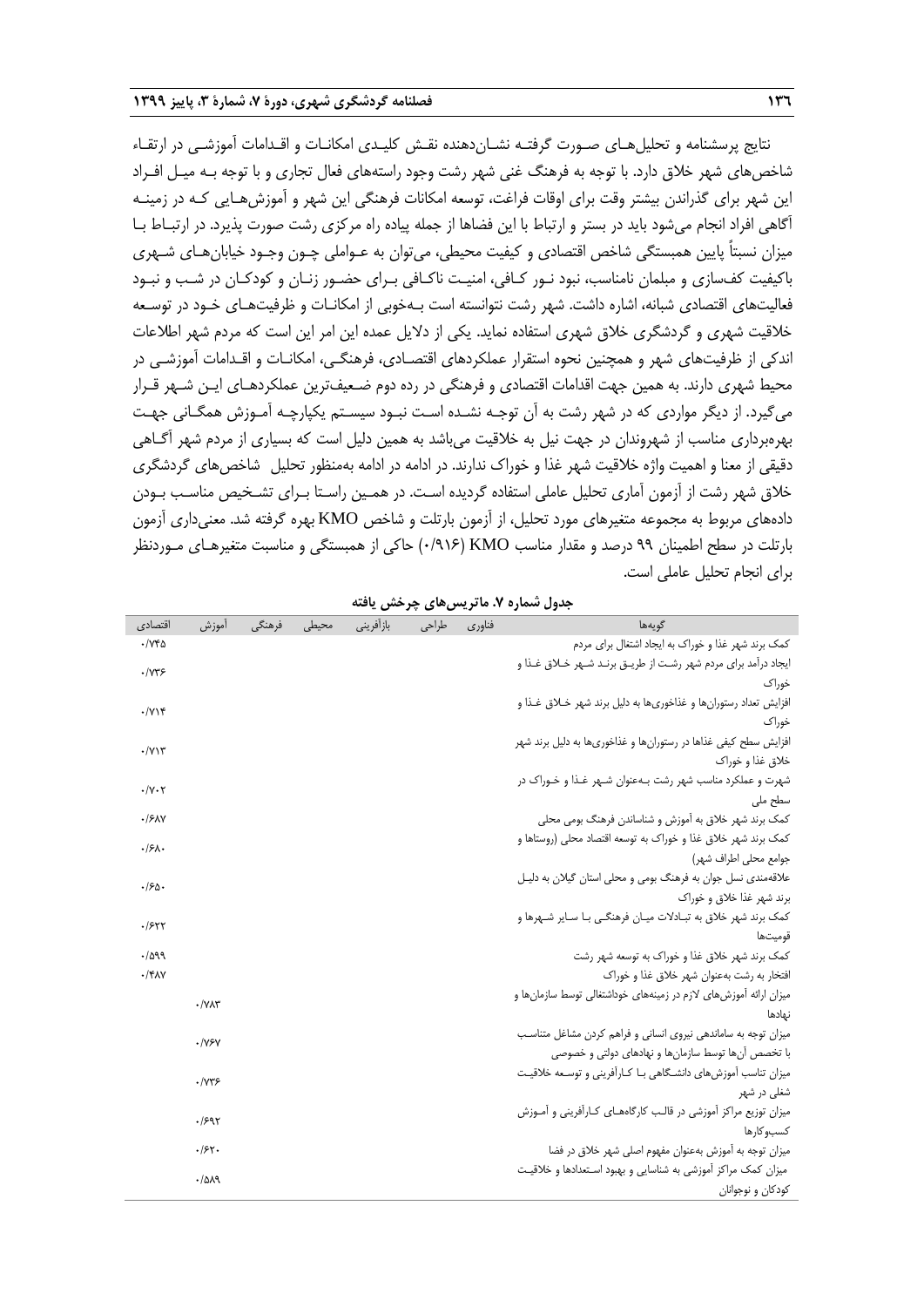نتایج پرسشنامه و تحلیل‌های صورت گرفته نشان‌دهنده نقش کلیدی امکانات و اقدامات آموزشی در ارتقاء شاخص‌های شهر خلاق دارد. با توجه به فرهنگ غنی شهر رشت وجود راسته‌های فعال تجاری و با توجه به میل افراد این شهر برای گذراندن بیشتر وقت برای اوقات فراغت، توسعه امکانات فرهنگی این شهر و آموزش‌هایی که در زمینه آگاهی افراد انجام می‌شود باید در بستر و ارتباط با این فضاها از جمله پیاده راه مرکزی رشت صورت پذیرد. در ارتباط با میزان نسبتاً پایین همبستگی شاخص اقتصادی و کیفیت محیطی، می‌توان به عواملی چون وجود خیابان‌های شهری باکیفیت کف‌سازی و مبلمان نامناسب، نبود نور کافی، امنیت ناکافی برای حضور زنان و کودکان در شب و نبود فعالیت‌های اقتصادی شبانه، اشاره داشت. شهر رشت نتوانسته است به‌خوبی از امکانات و ظرفیت‌های خود در توسعه خلاقیت شهری و گردشگری خلاق شهری استفاده نماید. یکی از دلایل عمده این امر این است که مردم شهر اطلاعات اندکی از ظرفیت‌های شهر و همچنین نحوه استقرار عملکردهای اقتصادی، فرهنگی، امکانات و اقدامات آموزشی در محیط شهری دارند. به همین جهت اقدامات اقتصادی و فرهنگی در رده دوم ضعیف‌ترین عملکردهای این شهر قرار می‌گیرد. از دیگر مواردی که در شهر رشت به آن توجه نشده است نبود سیستم یکپارچه آموزش همگانی جهت بهره‌برداری مناسب از شهروندان در جهت نیل به خلاقیت می‌باشد به همین دلیل است که بسیاری از مردم شهر آگاهی دقیقی از معنا و اهمیت واژه خلاقیت شهر غذا و خوراک ندارند. در ادامه در ادامه به‌منظور تحلیل شاخص‌های گردشگری خلاق شهر رشت از آزمون آماری تحلیل عاملی استفاده گردیده است. در همین راستا برای تشخیص مناسب بودن داده‌های مربوط به مجموعه متغیرهای مورد تحلیل، از آزمون بارتلت و شاخص KMO بهره گرفته شد. معنی‌داری آزمون بارتلت در سطح اطمینان ۹۹ درصد و مقدار مناسب KMO (۰/۹۱۶) حاکی از همبستگی و مناسبت متغیرهای موردنظر برای انجام تحلیل عاملی است.

**جدول شماره ۷. ماتریس‌های چرخش یافته**

| گویه‌ها | فناوری | طراحی | بازآفرینی | محیطی | فرهنگی | آموزش | اقتصادی |
|---|---|---|---|---|---|---|---|
| کمک برند شهر غذا و خوراک به ایجاد اشتغال برای مردم | | | | | | | ۰/۷۴۵ |
| ایجاد درآمد برای مردم شهر رشت از طریق برند شهر خلاق غذا و خوراک | | | | | | | ۰/۷۳۶ |
| افزایش تعداد رستوران‌ها و غذاخوری‌ها به دلیل برند شهر خلاق غذا و خوراک | | | | | | | ۰/۷۱۴ |
| افزایش سطح کیفی غذاها در رستوران‌ها و غذاخوری‌ها به دلیل برند شهر خلاق غذا و خوراک | | | | | | | ۰/۷۱۳ |
| شهرت و عملکرد مناسب شهر رشت به‌عنوان شهر غذا و خوراک در سطح ملی | | | | | | | ۰/۷۰۲ |
| کمک برند شهر خلاق به آموزش و شناساندن فرهنگ بومی محلی | | | | | | | ۰/۶۸۷ |
| کمک برند شهر خلاق غذا و خوراک به توسعه اقتصاد محلی (روستاها و جوامع محلی اطراف شهر) | | | | | | | ۰/۶۸۰ |
| علاقه‌مندی نسل جوان به فرهنگ بومی و محلی استان گیلان به دلیل برند شهر غذا خلاق و خوراک | | | | | | | ۰/۶۵۰ |
| کمک برند شهر خلاق به تبادلات میان فرهنگی با سایر شهرها و قومیت‌ها | | | | | | | ۰/۶۲۲ |
| کمک برند شهر خلاق غذا و خوراک به توسعه شهر رشت | | | | | | | ۰/۵۹۹ |
| افتخار به رشت به‌عنوان شهر خلاق غذا و خوراک | | | | | | | ۰/۴۸۷ |
| میزان ارائه آموزش‌های لازم در زمینه‌های خوداشتغالی توسط سازمان‌ها و نهادها | | | | | | ۰/۷۸۳ | |
| میزان توجه به ساماندهی نیروی انسانی و فراهم کردن مشاغل متناسب با تخصص آن‌ها توسط سازمان‌ها و نهادهای دولتی و خصوصی | | | | | | ۰/۷۶۷ | |
| میزان تناسب آموزش‌های دانشگاهی با کارآفرینی و توسعه خلاقیت شغلی در شهر | | | | | | ۰/۷۳۶ | |
| میزان توزیع مراکز آموزشی در قالب کارگاه‌های کارآفرینی و آموزش کسب‌وکارها | | | | | | ۰/۶۹۲ | |
| میزان توجه به آموزش به‌عنوان مفهوم اصلی شهر خلاق در فضا | | | | | | ۰/۶۲۰ | |
| میزان کمک مراکز آموزشی به شناسایی و بهبود استعدادها و خلاقیت کودکان و نوجوانان | | | | | | ۰/۵۸۹ | |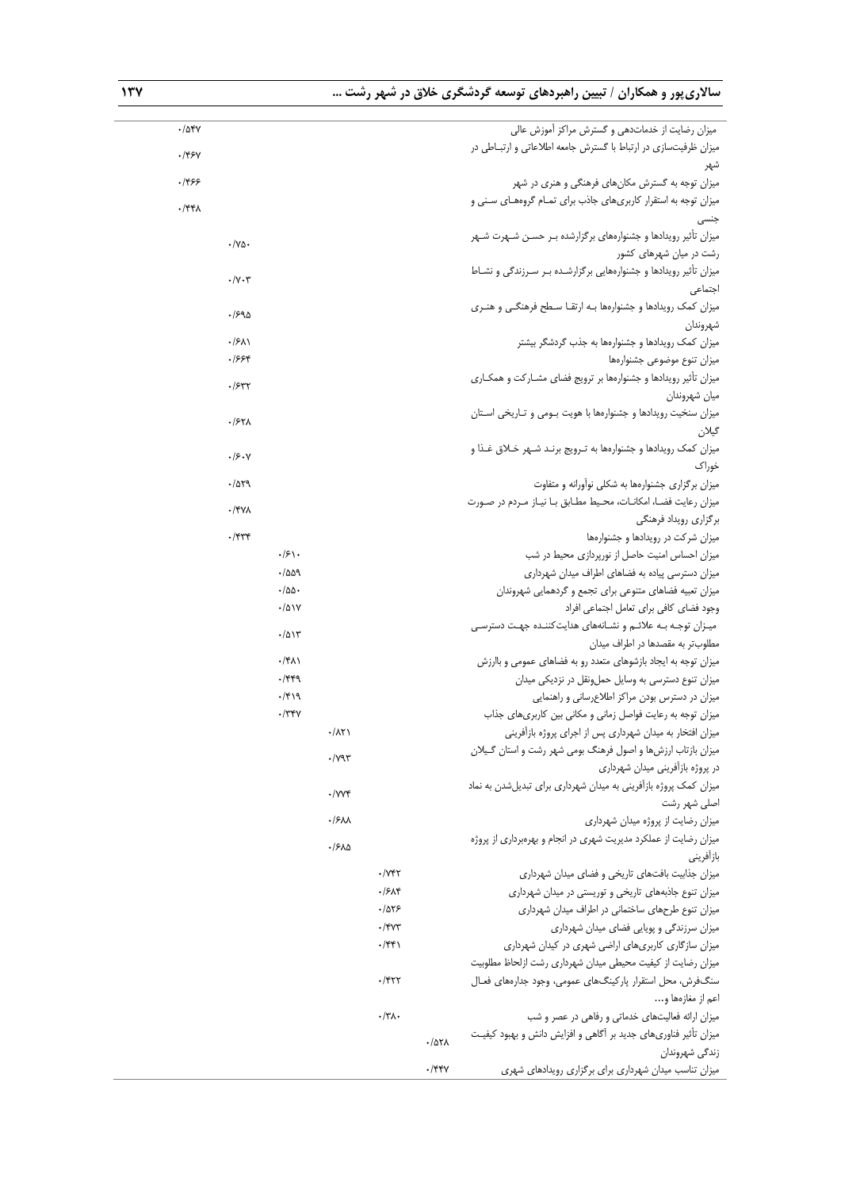| | | | | | | |
|---|---|---|---|---|---|---|
| میزان رضایت از خدمات‌دهی و گسترش مراکز آموزش عالی | ۰/۵۴۷ | | | | | |
| میزان ظرفیت‌سازی در ارتباط با گسترش جامعه اطلاعاتی و ارتباطی در شهر | ۰/۴۶۷ | | | | | |
| میزان توجه به گسترش مکان‌های فرهنگی و هنری در شهر | ۰/۴۶۶ | | | | | |
| میزان توجه به استقرار کاربری‌های جاذب برای تمام گروه‌های سنی و جنسی | ۰/۴۴۸ | | | | | |
| میزان تأثیر رویدادها و جشنواره‌های برگزارشده بر حسن شهرت شهر رشت در میان شهرهای کشور | | ۰/۷۵۰ | | | | |
| میزان تأثیر رویدادها و جشنواره‌هایی برگزارشده بر سرزندگی و نشاط اجتماعی | | ۰/۷۰۳ | | | | |
| میزان کمک رویدادها و جشنواره‌ها به ارتقا سطح فرهنگی و هنری شهروندان | | ۰/۶۹۵ | | | | |
| میزان کمک رویدادها و جشنواره‌ها به جذب گردشگر بیشتر | | ۰/۶۸۱ | | | | |
| میزان تنوع موضوعی جشنواره‌ها | | ۰/۶۶۴ | | | | |
| میزان تأثیر رویدادها و جشنواره‌ها بر ترویج فضای مشارکت و همکاری میان شهروندان | | ۰/۶۳۲ | | | | |
| میزان سنخیت رویدادها و جشنواره‌ها با هویت بومی و تاریخی استان گیلان | | ۰/۶۲۸ | | | | |
| میزان کمک رویدادها و جشنواره‌ها به ترویج برند شهر خلاق غذا و خوراک | | ۰/۶۰۷ | | | | |
| میزان برگزاری جشنواره‌ها به شکلی نوآورانه و متفاوت | | ۰/۵۲۹ | | | | |
| میزان رعایت فضا، امکانات، محیط مطابق با نیاز مردم در صورت برگزاری رویداد فرهنگی | | ۰/۴۷۸ | | | | |
| میزان شرکت در رویدادها و جشنواره‌ها | | ۰/۴۳۴ | | | | |
| میزان احساس امنیت حاصل از نورپردازی محیط در شب | | | ۰/۶۱۰ | | | |
| میزان دسترسی پیاده به فضاهای اطراف میدان شهرداری | | | ۰/۵۵۹ | | | |
| میزان تعبیه فضاهای متنوعی برای تجمع و گردهمایی شهروندان | | | ۰/۵۵۰ | | | |
| وجود فضای کافی برای تعامل اجتماعی افراد | | | ۰/۵۱۷ | | | |
| میزان توجه به علائم و نشانه‌های هدایت‌کننده جهت دسترسی مطلوب‌تر به مقصدها در اطراف میدان | | | ۰/۵۱۳ | | | |
| میزان توجه به ایجاد بازشوهای متعدد رو به فضاهای عمومی و باارزش | | | ۰/۴۸۱ | | | |
| میزان تنوع دسترسی به وسایل حمل‌ونقل در نزدیکی میدان | | | ۰/۴۴۹ | | | |
| میزان در دسترس بودن مراکز اطلاع‌رسانی و راهنمایی | | | ۰/۴۱۹ | | | |
| میزان توجه به رعایت فواصل زمانی و مکانی بین کاربری‌های جذاب | | | ۰/۳۴۷ | | | |
| میزان افتخار به میدان شهرداری پس از اجرای پروژه بازآفرینی | | | | ۰/۸۲۱ | | |
| میزان بازتاب ارزش‌ها و اصول فرهنگ بومی شهر رشت و استان گیلان در پروژه بازآفرینی میدان شهرداری | | | | ۰/۷۹۳ | | |
| میزان کمک پروژه بازآفرینی به میدان شهرداری برای تبدیل‌شدن به نماد اصلی شهر رشت | | | | ۰/۷۷۴ | | |
| میزان رضایت از پروژه میدان شهرداری | | | | ۰/۶۸۸ | | |
| میزان رضایت از عملکرد مدیریت شهری در انجام و بهره‌برداری از پروژه بازآفرینی | | | | ۰/۶۸۵ | | |
| میزان جذابیت بافت‌های تاریخی و فضای میدان شهرداری | | | | | ۰/۷۴۲ | |
| میزان تنوع جاذبه‌های تاریخی و توریستی در میدان شهرداری | | | | | ۰/۶۸۴ | |
| میزان تنوع طرح‌های ساختمانی در اطراف میدان شهرداری | | | | | ۰/۵۲۶ | |
| میزان سرزندگی و پویایی فضای میدان شهرداری | | | | | ۰/۴۷۳ | |
| میزان سازگاری کاربری‌های اراضی شهری در کیدان شهرداری | | | | | ۰/۴۴۱ | |
| میزان رضایت از کیفیت محیطی میدان شهرداری رشت ازلحاظ مطلوبیت سنگ‌فرش، محل استقرار پارکینگ‌های عمومی، وجود جداره‌های فعال اعم از مغازه‌ها و... | | | | | ۰/۴۲۲ | |
| میزان ارائه فعالیت‌های خدماتی و رفاهی در عصر و شب | | | | | ۰/۳۸۰ | |
| میزان تأثیر فناوری‌های جدید بر آگاهی و افزایش دانش و بهبود کیفیت زندگی شهروندان | | | | | | ۰/۵۲۸ |
| میزان تناسب میدان شهرداری برای برگزاری رویدادهای شهری | | | | | | ۰/۴۴۷ |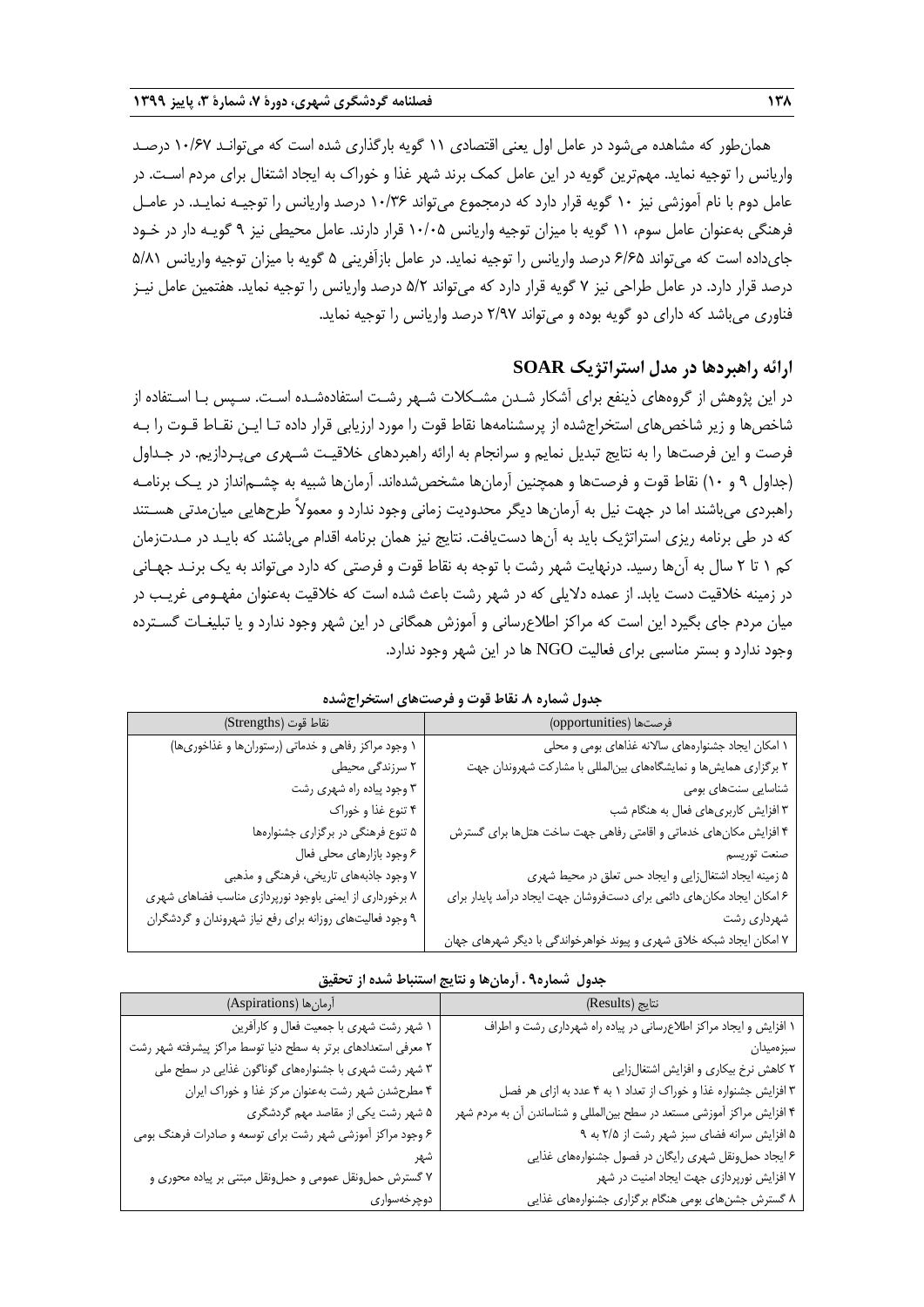همان‌طور که مشاهده می‌شود در عامل اول یعنی اقتصادی ۱۱ گویه بارگذاری شده است که می‌تواند ۱۰/۶۷ درصد واریانس را توجیه نماید. مهم‌ترین گویه در این عامل کمک برند شهر غذا و خوراک به ایجاد اشتغال برای مردم است. در عامل دوم با نام آموزشی نیز ۱۰ گویه قرار دارد که درمجموع می‌تواند ۱۰/۳۶ درصد واریانس را توجیه نماید. در عامل فرهنگی به‌عنوان عامل سوم، ۱۱ گویه با میزان توجیه واریانس ۱۰/۰۵ قرار دارند. عامل محیطی نیز ۹ گویه دار در خود جای‌داده است که می‌تواند ۶/۶۵ درصد واریانس را توجیه نماید. در عامل بازآفرینی ۵ گویه با میزان توجیه واریانس ۵/۸۱ درصد قرار دارد. در عامل طراحی نیز ۷ گویه قرار دارد که می‌تواند ۵/۲ درصد واریانس را توجیه نماید. هفتمین عامل نیز فناوری می‌باشد که دارای دو گویه بوده و می‌تواند ۲/۹۷ درصد واریانس را توجیه نماید.

## ارائه راهبردها در مدل استراتژیک SOAR

در این پژوهش از گروه‌های ذینفع برای آشکار شدن مشکلات شهر رشت استفاده‌شده است. سپس با استفاده از شاخص‌ها و زیر شاخص‌های استخراج‌شده از پرسشنامه‌ها نقاط قوت را مورد ارزیابی قرار داده تا این نقاط قوت را به فرصت و این فرصت‌ها را به نتایج تبدیل نمایم و سرانجام به ارائه راهبردهای خلاقیت شهری می‌پردازیم. در جداول (جداول ۹ و ۱۰) نقاط قوت و فرصت‌ها و همچنین آرمان‌ها مشخص‌شده‌اند. آرمان‌ها شبیه به چشم‌انداز در یک برنامه راهبردی می‌باشند اما در جهت نیل به آرمان‌ها دیگر محدودیت زمانی وجود ندارد و معمولاً طرح‌هایی میان‌مدتی هستند که در طی برنامه ریزی استراتژیک باید به آن‌ها دست‌یافت. نتایج نیز همان برنامه اقدام می‌باشند که باید در مدت‌زمان کم ۱ تا ۲ سال به آن‌ها رسید. درنهایت شهر رشت با توجه به نقاط قوت و فرصتی که دارد می‌تواند به یک برند جهانی در زمینه خلاقیت دست یابد. از عمده دلایلی که در شهر رشت باعث شده است که خلاقیت به‌عنوان مفهومی غریب در میان مردم جای بگیرد این است که مراکز اطلاع‌رسانی و آموزش همگانی در این شهر وجود ندارد و یا تبلیغات گسترده وجود ندارد و بستر مناسبی برای فعالیت NGO ها در این شهر وجود ندارد.

**جدول شماره ۸. نقاط قوت و فرصت‌های استخراج‌شده**

| فرصت‌ها (opportunities) | نقاط قوت (Strengths) |
|---|---|
| ۱ امکان ایجاد جشنواره‌های سالانه غذاهای بومی و محلی | ۱ وجود مراکز رفاهی و خدماتی (رستوران‌ها و غذاخوری‌ها) |
| ۲ برگزاری همایش‌ها و نمایشگاه‌های بین‌المللی با مشارکت شهروندان جهت شناسایی سنت‌های بومی | ۲ سرزندگی محیطی |
| ۳ افزایش کاربری‌های فعال به هنگام شب | ۳ وجود پیاده راه شهری رشت |
| ۴ افزایش مکان‌های خدماتی و اقامتی رفاهی جهت ساخت هتل‌ها برای گسترش صنعت توریسم | ۴ تنوع غذا و خوراک |
| ۵ زمینه ایجاد اشتغال‌زایی و ایجاد حس تعلق در محیط شهری | ۵ تنوع فرهنگی در برگزاری جشنواره‌ها |
| ۶ امکان ایجاد مکان‌های دائمی برای دست‌فروشان جهت ایجاد درآمد پایدار برای شهرداری رشت | ۶ وجود بازارهای محلی فعال |
| ۷ امکان ایجاد شبکه خلاق شهری و پیوند خواهرخواندگی با دیگر شهرهای جهان | ۷ وجود جاذبه‌های تاریخی، فرهنگی و مذهبی |
| | ۸ برخورداری از ایمنی باوجود نورپردازی مناسب فضاهای شهری |
| | ۹ وجود فعالیت‌های روزانه برای رفع نیاز شهروندان و گردشگران |

**جدول شماره۹ . آرمان‌ها و نتایج استنباط شده از تحقیق**

| نتایج (Results) | آرمان‌ها (Aspirations) |
|---|---|
| ۱ افزایش و ایجاد مراکز اطلاع‌رسانی در پیاده راه شهرداری رشت و اطراف سبزه‌میدان | ۱ شهر رشت شهری با جمعیت فعال و کارآفرین |
| ۲ کاهش نرخ بیکاری و افزایش اشتغال‌زایی | ۲ معرفی استعدادهای برتر به سطح دنیا توسط مراکز پیشرفته شهر رشت |
| ۳ افزایش جشنواره غذا و خوراک از تعداد ۱ به ۴ عدد به ازای هر فصل | ۳ شهر رشت شهری با جشنواره‌های گوناگون غذایی در سطح ملی |
| ۴ افزایش مراکز آموزشی مستعد در سطح بین‌المللی و شناساندن آن به مردم شهر | ۴ مطرح‌شدن شهر رشت به‌عنوان مرکز غذا و خوراک ایران |
| ۵ افزایش سرانه فضای سبز شهر رشت از ۲/۵ به ۹ | ۵ شهر رشت یکی از مقاصد مهم گردشگری |
| ۶ ایجاد حمل‌ونقل شهری رایگان در فصول جشنواره‌های غذایی | ۶ وجود مراکز آموزشی شهر رشت برای توسعه و صادرات فرهنگ بومی شهر |
| ۷ افزایش نورپردازی جهت ایجاد امنیت در شهر | ۷ گسترش حمل‌ونقل عمومی و حمل‌ونقل مبتنی بر پیاده محوری و دوچرخه‌سواری |
| ۸ گسترش جشن‌های بومی هنگام برگزاری جشنواره‌های غذایی | |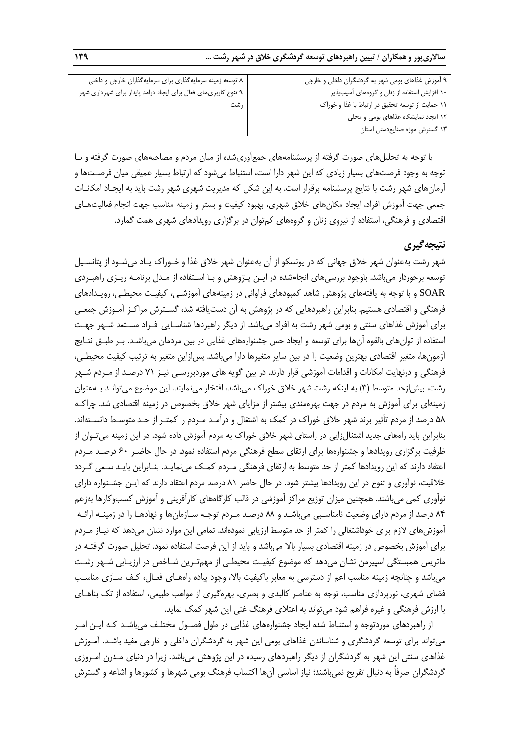| ۹ آموزش غذاهای بومی شهر به گردشگران داخلی و خارجی | ۸ توسعه زمینه سرمایه‌گذاری برای سرمایه‌گذاران خارجی و داخلی |
|---|---|
| ۱۰ افزایش استفاده از زنان و گروه‌های آسیب‌پذیر | ۹ تنوع کاربری‌های فعال برای ایجاد درامد پایدار برای شهرداری شهر رشت |
| ۱۱ حمایت از توسعه تحقیق در ارتباط با غذا و خوراک | |
| ۱۲ ایجاد نمایشگاه غذاهای بومی و محلی | |
| ۱۳ گسترش موزه صنایع‌دستی استان | |

با توجه به تحلیل‌های صورت گرفته از پرسشنامه‌های جمع‌آوری‌شده از میان مردم و مصاحبه‌های صورت گرفته و با توجه به وجود فرصت‌های بسیار زیادی که این شهر دارا است، استنباط می‌شود که ارتباط بسیار عمیقی میان فرصت‌ها و آرمان‌های شهر رشت با نتایج پرسشنامه برقرار است. به این شکل که مدیریت شهری شهر رشت باید به ایجاد امکانات جمعی جهت آموزش افراد، ایجاد مکان‌های خلاق شهری، بهبود کیفیت و بستر و زمینه مناسب جهت انجام فعالیت‌های اقتصادی و فرهنگی، استفاده از نیروی زنان و گروه‌های کم‌توان در برگزاری رویدادهای شهری همت گمارد.

## نتیجه‌گیری

شهر رشت به‌عنوان شهر خلاق جهانی که در یونسکو از آن به‌عنوان شهر خلاق غذا و خوراک یاد می‌شود از پتانسیل توسعه برخوردار می‌باشد. باوجود بررسی‌های انجام‌شده در این پژوهش و با استفاده از مدل برنامه ریزی راهبردی SOAR و با توجه به یافته‌های پژوهش شاهد کمبودهای فراوانی در زمینه‌های آموزشی، کیفیت محیطی، رویدادهای فرهنگی و اقتصادی هستیم. بنابراین راهبردهایی که در پژوهش به آن دست‌یافته شد، گسترش مراکز آموزش جمعی برای آموزش غذاهای سنتی و بومی شهر رشت به افراد می‌باشد. از دیگر راهبردها شناسایی افراد مستعد شهر جهت استفاده از توان‌های بالقوه آن‌ها برای توسعه و ایجاد حس جشنواره‌های غذایی در بین مردمان می‌باشد. بر طبق نتایج آزمون‌ها، متغیر اقتصادی بهترین وضعیت را در بین سایر متغیرها دارا می‌باشد. پس‌ازاین متغیر به ترتیب کیفیت محیطی، فرهنگی و درنهایت امکانات و اقدامات آموزشی قرار دارند. در بین گویه های موردبررسی نیز ۷۱ درصد از مردم شهر رشت، بیش‌ازحد متوسط (۳) به اینکه رشت شهر خلاق خوراک می‌باشد، افتخار می‌نمایند. این موضوع می‌تواند به‌عنوان زمینه‌ای برای آموزش به مردم در جهت بهره‌مندی بیشتر از مزایای شهر خلاق بخصوص در زمینه اقتصادی شد. چراکه ۵۸ درصد از مردم تأثیر برند شهر خلاق خوراک در کمک به اشتغال و درآمد مردم را کمتر از حد متوسط دانسته‌اند. بنابراین باید راه‌های جدید اشتغال‌زایی در راستای شهر خلاق خوراک به مردم آموزش داده شود. در این زمینه می‌توان از ظرفیت برگزاری رویدادها و جشنواره‌ها برای ارتقای سطح فرهنگی مردم استفاده نمود. در حال حاضر ۶۰ درصد مردم اعتقاد دارند که این رویدادها کمتر از حد متوسط به ارتقای فرهنگی مردم کمک می‌نماید. بنابراین باید سعی گردد خلاقیت، نوآوری و تنوع در این رویدادها بیشتر شود. در حال حاضر ۸۱ درصد مردم اعتقاد دارند که این جشنواره دارای نوآوری کمی می‌باشند. همچنین میزان توزیع مراکز آموزشی در قالب کارگاه‌های کارآفرینی و آموزش کسب‌وکارها به‌زعم ۸۴ درصد از مردم دارای وضعیت نامناسبی می‌باشد و ۸۸ درصد مردم توجه سازمان‌ها و نهادها را در زمینه ارائه آموزش‌های لازم برای خوداشتغالی را کمتر از حد متوسط ارزیابی نموده‌اند. تمامی این موارد نشان می‌دهد که نیاز مردم برای آموزش بخصوص در زمینه اقتصادی بسیار بالا می‌باشد و باید از این فرصت استفاده نمود. تحلیل صورت گرفته در ماتریس همبستگی اسپیرمن نشان می‌دهد که موضوع کیفیت محیطی از مهم‌ترین شاخص در ارزیابی شهر رشت می‌باشد و چنانچه زمینه مناسب اعم از دسترسی به معابر باکیفیت بالا، وجود پیاده راه‌های فعال، کف سازی مناسب فضای شهری، نورپردازی مناسب، توجه به عناصر کالبدی و بصری، بهره‌گیری از مواهب طبیعی، استفاده از تک بناهای با ارزش فرهنگی و غیره فراهم شود می‌تواند به اعتلای فرهنگ غنی این شهر کمک نماید.

از راهبردهای موردتوجه و استنباط شده ایجاد جشنواره‌های غذایی در طول فصول مختلف می‌باشد که این امر می‌تواند برای توسعه گردشگری و شناساندن غذاهای بومی این شهر به گردشگران داخلی و خارجی مفید باشد. آموزش غذاهای سنتی این شهر به گردشگران از دیگر راهبردهای رسیده در این پژوهش می‌باشد. زیرا در دنیای مدرن امروزی گردشگران صرفاً به دنبال تفریح نمی‌باشند؛ نیاز اساسی آن‌ها اکتساب فرهنگ بومی شهرها و کشورها و اشاعه و گسترش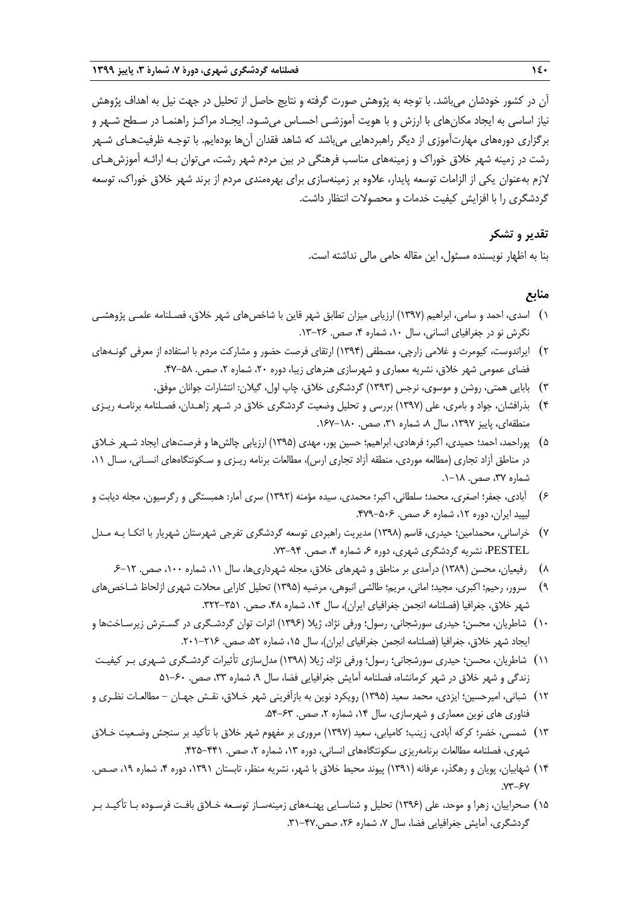آن در کشور خودشان می‌باشد. با توجه به پژوهش صورت گرفته و نتایج حاصل از تحلیل در جهت نیل به اهداف پژوهش نیاز اساسی به ایجاد مکان‌های با ارزش و با هویت آموزشی احساس می‌شود. ایجاد مراکز راهنما در سطح شهر و برگزاری دوره‌های مهارت‌آموزی از دیگر راهبردهایی می‌باشد که شاهد فقدان آن‌ها بوده‌ایم. با توجه ظرفیت‌های شهر رشت در زمینه شهر خلاق خوراک و زمینه‌های مناسب فرهنگی در بین مردم شهر رشت، می‌توان بـه ارائـه آموزش‌هـای لازم به‌عنوان یکی از الزامات توسعه پایدار، علاوه بر زمینه‌سازی برای بهره‌مندی مردم از برند شهر خلاق خوراک، توسعه گردشگری را با افزایش کیفیت خدمات و محصولات انتظار داشت.

## تقدیر و تشکر

بنا به اظهار نویسنده مسئول، این مقاله حامی مالی نداشته است.

## منابع

۱) اسدی، احمد و سامی، ابراهیم (۱۳۹۷) ارزیابی میزان تطابق شهر قاین با شاخص‌های شهر خلاق، فصلنامه علمی پژوهشی نگرش نو در جغرافیای انسانی، سال ۱۰، شماره ۴، صص. ۲۶-۱۳.

۲) ایراندوست، کیومرث و غلامی زارچی، مصطفی (۱۳۹۴) ارتقای فرصت حضور و مشارکت مردم با استفاده از معرفی گونـه‌های فضای عمومی شهر خلاق، نشریه معماری و شهرسازی هنرهای زیبا، دوره ۲۰، شماره ۲، صص. ۵۸-۴۷.

۳) بابایی همتی، روشن و موسوی، نرجس (۱۳۹۳) گردشگری خلاق، چاپ اول، گیلان: انتشارات جوانان موفق.

۴) بذرافشان، جواد و بامری، علی (۱۳۹۷) بررسی و تحلیل وضعیت گردشگری خلاق در شـهر زاهـدان، فصـلنامه برنامـه ریـزی منطقه‌ای، پاییز ۱۳۹۷، سال ۸، شماره ۳۱، صص. ۱۸۰-۱۶۷.

۵) پوراحمد، احمد؛ حمیدی، اکبر؛ فرهادی، ابراهیم؛ حسین پور، مهدی (۱۳۹۵) ارزیابی چالش‌ها و فرصت‌های ایجاد شـهر خـلاق در مناطق آزاد تجاری (مطالعه موردی، منطقه آزاد تجاری ارس)، مطالعات برنامه ریـزی و سـکونتگاه‌های انسـانی، سـال ۱۱، شماره ۳۷، صص. ۱۸-۱.

۶) آبادی، جعفر؛ اصغری، محمد؛ سلطانی، اکبر؛ محمدی، سیده مؤمنه (۱۳۹۲) سری آمار: همبستگی و رگرسیون، مجله دیابت و لیپید ایران، دوره ۱۲، شماره ۶، صص. ۵۰۶-۴۷۹.

۷) خراسانی، محمدامین؛ حیدری، قاسم (۱۳۹۸) مدیریت راهبردی توسعه گردشگری تفرجی شهرستان شهریار با اتکـا بـه مـدل PESTEL، نشریه گردشگری شهری، دوره ۶، شماره ۴، صص. ۹۴-۷۳.

۸) رفیعیان، محسن (۱۳۸۹) درآمدی بر مناطق و شهرهای خلاق، مجله شهرداری‌ها، سال ۱۱، شماره ۱۰۰، صص. ۱۲-۶.

۹) سرور، رحیم؛ اکبری، مجید؛ امانی، مریم؛ طالشی انبوهی، مرضیه (۱۳۹۵) تحلیل کارایی محلات شهری ازلحاظ شـاخص‌های شهر خلاق، جغرافیا (فصلنامه انجمن جغرافیای ایران)، سال ۱۴، شماره ۴۸، صص. ۳۵۱-۳۲۲.

۱۰) شاطریان، محسن؛ حیدری سورشجانی، رسول؛ ورفی نژاد، ژیلا (۱۳۹۶) اثرات توان گردشـگری در گسـترش زیرسـاخت‌ها و ایجاد شهر خلاق، جغرافیا (فصلنامه انجمن جغرافیای ایران)، سال ۱۵، شماره ۵۲، صص. ۲۱۶-۲۰۱.

۱۱) شاطریان، محسن؛ حیدری سورشجانی، رسول؛ ورفی نژاد، ژیلا (۱۳۹۸) مدل‌سازی تأثیرات گردشـگری شـهری بـر کیفیـت زندگی و شهر خلاق در شهر کرمانشاه، فصلنامه آمایش جغرافیایی فضا، سال ۹، شماره ۳۳، صص. ۶۰-۵۱

۱۲) شبانی، امیرحسین؛ ایزدی، محمد سعید (۱۳۹۵) رویکرد نوین به بازآفرینی شهر خـلاق، نقـش جهـان – مطالعـات نظـری و فناوری های نوین معماری و شهرسازی، سال ۱۴، شماره ۲، صص. ۶۳-۵۴.

۱۳) شمسی، خضر؛ کرکه آبادی، زینب؛ کامیابی، سعید (۱۳۹۷) مروری بر مفهوم شهر خلاق با تأکید بر سنجش وضـعیت خـلاق شهری، فصلنامه مطالعات برنامه‌ریزی سکونتگاه‌های انسانی، دوره ۱۳، شماره ۲، صص. ۴۴۱-۴۲۵.

۱۴) شهابیان، پویان و رهگذر، عرفانه (۱۳۹۱) پیوند محیط خلاق با شهر، نشریه منظر، تابستان ۱۳۹۱، دوره ۴، شماره ۱۹، صـص. ۷۳-۶۷.

۱۵) صحراییان، زهرا و موحد، علی (۱۳۹۶) تحلیل و شناسـایی پهنـه‌های زمینه‌سـاز توسـعه خـلاق بافـت فرسـوده بـا تأکیـد بـر گردشگری، آمایش جغرافیایی فضا، سال ۷، شماره ۲۶، صص.۴۷-۳۱.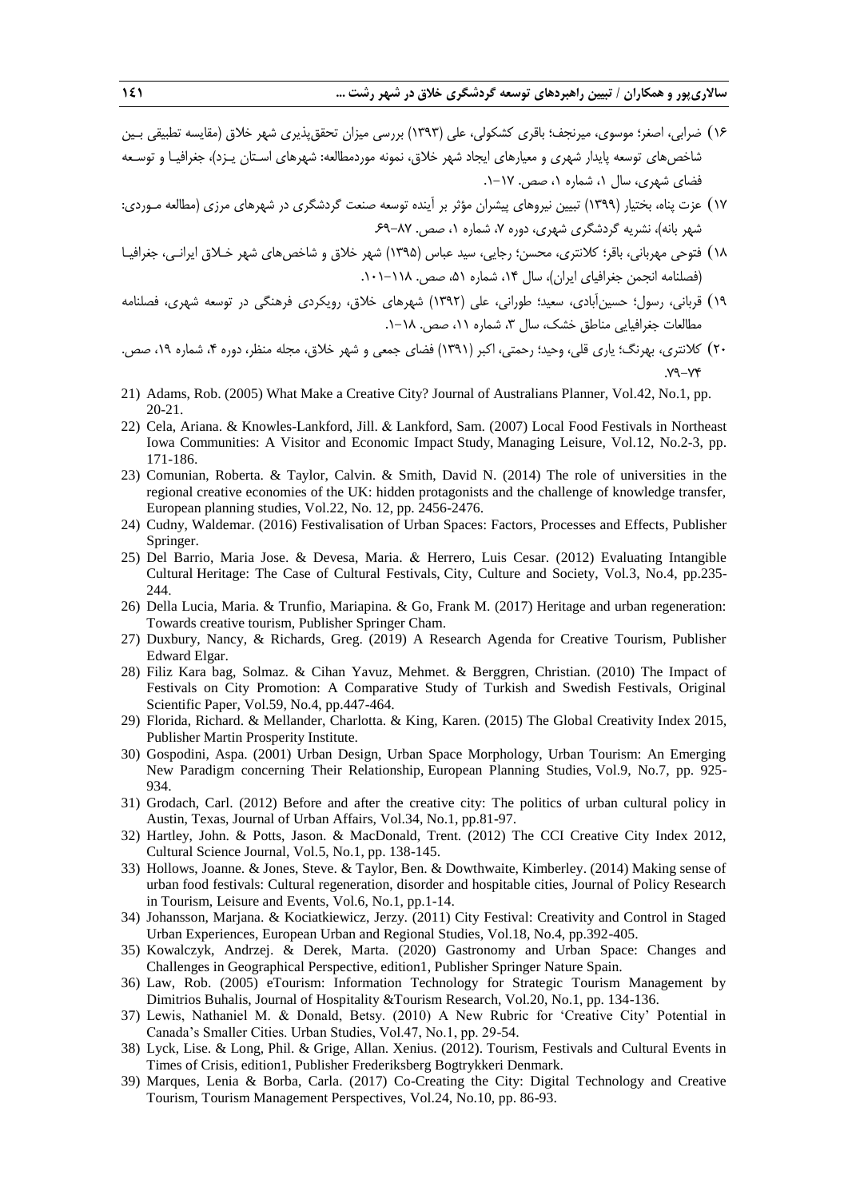۱۶) ضرابی، اصغر؛ موسوی، میرنجف؛ باقری کشکولی، علی (۱۳۹۳) بررسی میزان تحقق‌پذیری شهر خلاق (مقایسه تطبیقی بین شاخص‌های توسعه پایدار شهری و معیارهای ایجاد شهر خلاق، نمونه موردمطالعه: شهرهای استان یزد)، جغرافیا و توسعه فضای شهری، سال ۱، شماره ۱، صص. ۱۷-۱.

۱۷) عزت پناه، بختیار (۱۳۹۹) تبیین نیروهای پیشران مؤثر بر آینده توسعه صنعت گردشگری در شهرهای مرزی (مطالعه موردی: شهر بانه)، نشریه گردشگری شهری، دوره ۷، شماره ۱، صص. ۸۷-۶۹.

۱۸) فتوحی مهربانی، باقر؛ کلانتری، محسن؛ رجایی، سید عباس (۱۳۹۵) شهر خلاق و شاخص‌های شهر خلاق ایرانی، جغرافیا (فصلنامه انجمن جغرافیای ایران)، سال ۱۴، شماره ۵۱، صص. ۱۱۸-۱۰۱.

۱۹) قربانی، رسول؛ حسین‌آبادی، سعید؛ طورانی، علی (۱۳۹۲) شهرهای خلاق، رویکردی فرهنگی در توسعه شهری، فصلنامه مطالعات جغرافیایی مناطق خشک، سال ۳، شماره ۱۱، صص. ۱۸-۱.

۲۰) کلانتری، بهرنگ؛ یاری قلی، وحید؛ رحمتی، اکبر (۱۳۹۱) فضای جمعی و شهر خلاق، مجله منظر، دوره ۴، شماره ۱۹، صص. ۷۹-۷۴.

21) Adams, Rob. (2005) What Make a Creative City? Journal of Australians Planner, Vol.42, No.1, pp. 20-21.

22) Cela, Ariana. & Knowles-Lankford, Jill. & Lankford, Sam. (2007) Local Food Festivals in Northeast Iowa Communities: A Visitor and Economic Impact Study, Managing Leisure, Vol.12, No.2-3, pp. 171-186.

23) Comunian, Roberta. & Taylor, Calvin. & Smith, David N. (2014) The role of universities in the regional creative economies of the UK: hidden protagonists and the challenge of knowledge transfer, European planning studies, Vol.22, No. 12, pp. 2456-2476.

24) Cudny, Waldemar. (2016) Festivalisation of Urban Spaces: Factors, Processes and Effects, Publisher Springer.

25) Del Barrio, Maria Jose. & Devesa, Maria. & Herrero, Luis Cesar. (2012) Evaluating Intangible Cultural Heritage: The Case of Cultural Festivals, City, Culture and Society, Vol.3, No.4, pp.235-244.

26) Della Lucia, Maria. & Trunfio, Mariapina. & Go, Frank M. (2017) Heritage and urban regeneration: Towards creative tourism, Publisher Springer Cham.

27) Duxbury, Nancy, & Richards, Greg. (2019) A Research Agenda for Creative Tourism, Publisher Edward Elgar.

28) Filiz Kara bag, Solmaz. & Cihan Yavuz, Mehmet. & Berggren, Christian. (2010) The Impact of Festivals on City Promotion: A Comparative Study of Turkish and Swedish Festivals, Original Scientific Paper, Vol.59, No.4, pp.447-464.

29) Florida, Richard. & Mellander, Charlotta. & King, Karen. (2015) The Global Creativity Index 2015, Publisher Martin Prosperity Institute.

30) Gospodini, Aspa. (2001) Urban Design, Urban Space Morphology, Urban Tourism: An Emerging New Paradigm concerning Their Relationship, European Planning Studies, Vol.9, No.7, pp. 925-934.

31) Grodach, Carl. (2012) Before and after the creative city: The politics of urban cultural policy in Austin, Texas, Journal of Urban Affairs, Vol.34, No.1, pp.81-97.

32) Hartley, John. & Potts, Jason. & MacDonald, Trent. (2012) The CCI Creative City Index 2012, Cultural Science Journal, Vol.5, No.1, pp. 138-145.

33) Hollows, Joanne. & Jones, Steve. & Taylor, Ben. & Dowthwaite, Kimberley. (2014) Making sense of urban food festivals: Cultural regeneration, disorder and hospitable cities, Journal of Policy Research in Tourism, Leisure and Events, Vol.6, No.1, pp.1-14.

34) Johansson, Marjana. & Kociatkiewicz, Jerzy. (2011) City Festival: Creativity and Control in Staged Urban Experiences, European Urban and Regional Studies, Vol.18, No.4, pp.392-405.

35) Kowalczyk, Andrzej. & Derek, Marta. (2020) Gastronomy and Urban Space: Changes and Challenges in Geographical Perspective, edition1, Publisher Springer Nature Spain.

36) Law, Rob. (2005) eTourism: Information Technology for Strategic Tourism Management by Dimitrios Buhalis, Journal of Hospitality &Tourism Research, Vol.20, No.1, pp. 134-136.

37) Lewis, Nathaniel M. & Donald, Betsy. (2010) A New Rubric for 'Creative City' Potential in Canada's Smaller Cities. Urban Studies, Vol.47, No.1, pp. 29-54.

38) Lyck, Lise. & Long, Phil. & Grige, Allan. Xenius. (2012). Tourism, Festivals and Cultural Events in Times of Crisis, edition1, Publisher Frederiksberg Bogtrykkeri Denmark.

39) Marques, Lenia & Borba, Carla. (2017) Co-Creating the City: Digital Technology and Creative Tourism, Tourism Management Perspectives, Vol.24, No.10, pp. 86-93.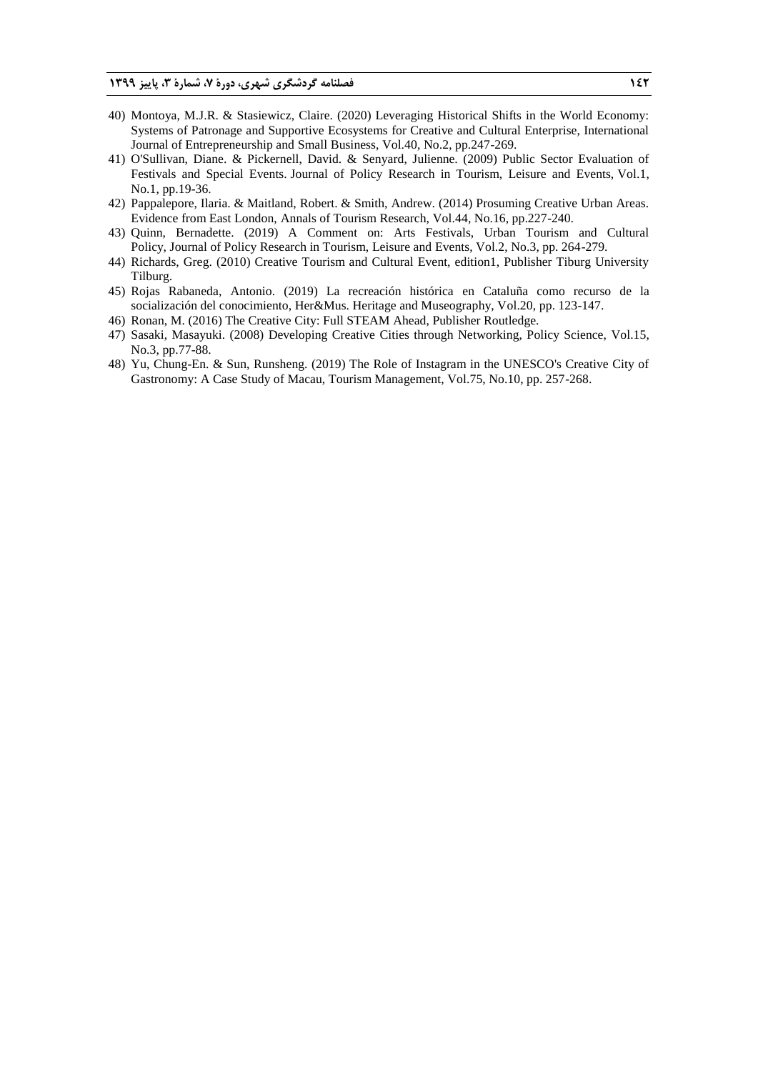40) Montoya, M.J.R. & Stasiewicz, Claire. (2020) Leveraging Historical Shifts in the World Economy: Systems of Patronage and Supportive Ecosystems for Creative and Cultural Enterprise, International Journal of Entrepreneurship and Small Business, Vol.40, No.2, pp.247-269.
41) O'Sullivan, Diane. & Pickernell, David. & Senyard, Julienne. (2009) Public Sector Evaluation of Festivals and Special Events. Journal of Policy Research in Tourism, Leisure and Events, Vol.1, No.1, pp.19-36.
42) Pappalepore, Ilaria. & Maitland, Robert. & Smith, Andrew. (2014) Prosuming Creative Urban Areas. Evidence from East London, Annals of Tourism Research, Vol.44, No.16, pp.227-240.
43) Quinn, Bernadette. (2019) A Comment on: Arts Festivals, Urban Tourism and Cultural Policy, Journal of Policy Research in Tourism, Leisure and Events, Vol.2, No.3, pp. 264-279.
44) Richards, Greg. (2010) Creative Tourism and Cultural Event, edition1, Publisher Tiburg University Tilburg.
45) Rojas Rabaneda, Antonio. (2019) La recreación histórica en Cataluña como recurso de la socialización del conocimiento, Her&Mus. Heritage and Museography, Vol.20, pp. 123-147.
46) Ronan, M. (2016) The Creative City: Full STEAM Ahead, Publisher Routledge.
47) Sasaki, Masayuki. (2008) Developing Creative Cities through Networking, Policy Science, Vol.15, No.3, pp.77-88.
48) Yu, Chung-En. & Sun, Runsheng. (2019) The Role of Instagram in the UNESCO's Creative City of Gastronomy: A Case Study of Macau, Tourism Management, Vol.75, No.10, pp. 257-268.